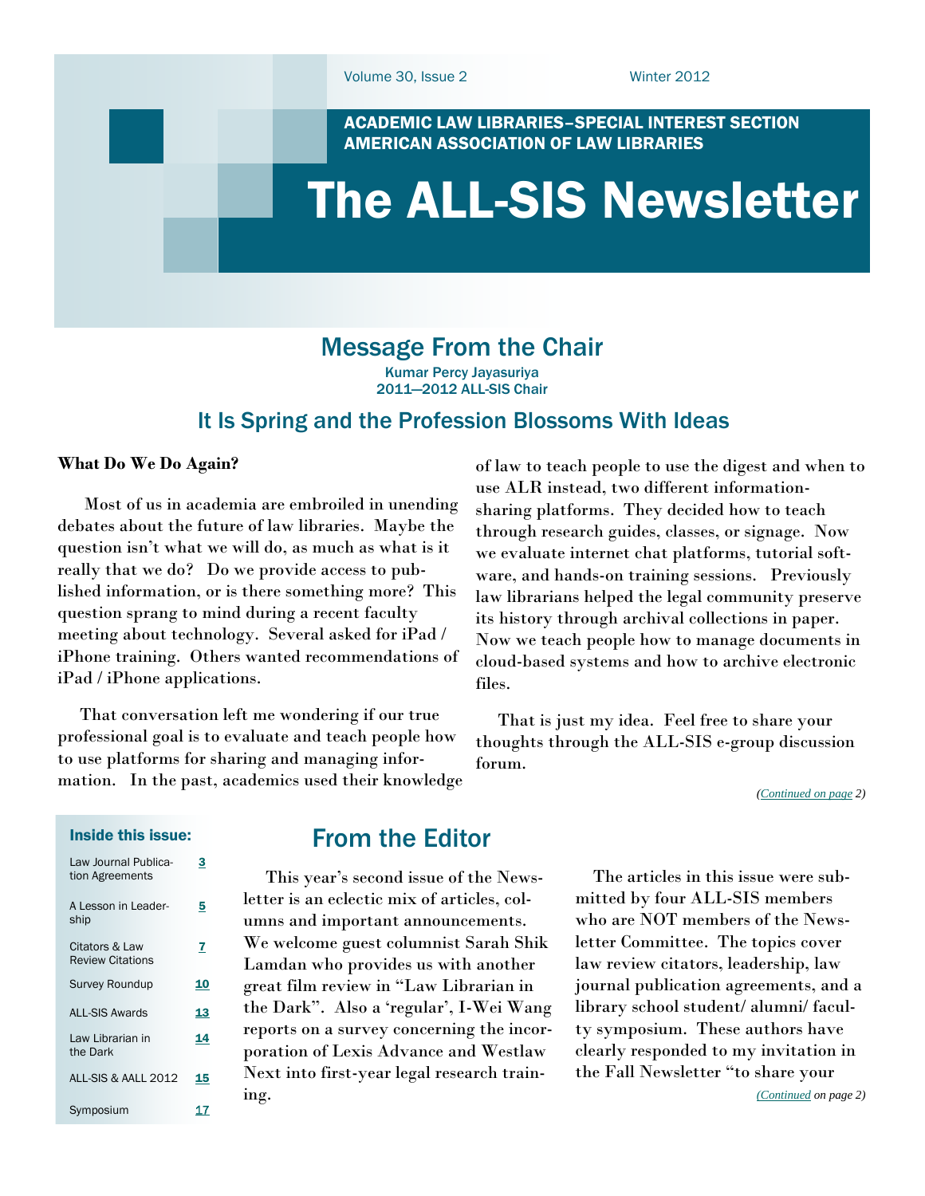Volume 30, Issue 2 Winter 2012

ACADEMIC LAW LIBRARIES–SPECIAL INTEREST SECTION
AMERICAN ASSOCIATION OF LAW LIBRARIES

# The ALL-SIS Newsletter

## Message From the Chair

Kumar Percy Jayasuriya
2011—2012 ALL-SIS Chair

### It Is Spring and the Profession Blossoms With Ideas

**What Do We Do Again?**

Most of us in academia are embroiled in unending debates about the future of law libraries. Maybe the question isn't what we will do, as much as what is it really that we do? Do we provide access to published information, or is there something more? This question sprang to mind during a recent faculty meeting about technology. Several asked for iPad / iPhone training. Others wanted recommendations of iPad / iPhone applications.

That conversation left me wondering if our true professional goal is to evaluate and teach people how to use platforms for sharing and managing information. In the past, academics used their knowledge of law to teach people to use the digest and when to use ALR instead, two different information-sharing platforms. They decided how to teach through research guides, classes, or signage. Now we evaluate internet chat platforms, tutorial software, and hands-on training sessions. Previously law librarians helped the legal community preserve its history through archival collections in paper. Now we teach people how to manage documents in cloud-based systems and how to archive electronic files.

That is just my idea. Feel free to share your thoughts through the ALL-SIS e-group discussion forum.

*(Continued on page 2)*

**Inside this issue:**

| | |
|---|---|
| Law Journal Publication Agreements | 3 |
| A Lesson in Leadership | 5 |
| Citators & Law Review Citations | 7 |
| Survey Roundup | 10 |
| ALL-SIS Awards | 13 |
| Law Librarian in the Dark | 14 |
| ALL-SIS & AALL 2012 | 15 |
| Symposium | 17 |

## From the Editor

This year's second issue of the Newsletter is an eclectic mix of articles, columns and important announcements. We welcome guest columnist Sarah Shik Lamdan who provides us with another great film review in "Law Librarian in the Dark". Also a 'regular', I-Wei Wang reports on a survey concerning the incorporation of Lexis Advance and Westlaw Next into first-year legal research training.

The articles in this issue were submitted by four ALL-SIS members who are NOT members of the Newsletter Committee. The topics cover law review citators, leadership, law journal publication agreements, and a library school student/ alumni/ faculty symposium. These authors have clearly responded to my invitation in the Fall Newsletter "to share your

*(Continued on page 2)*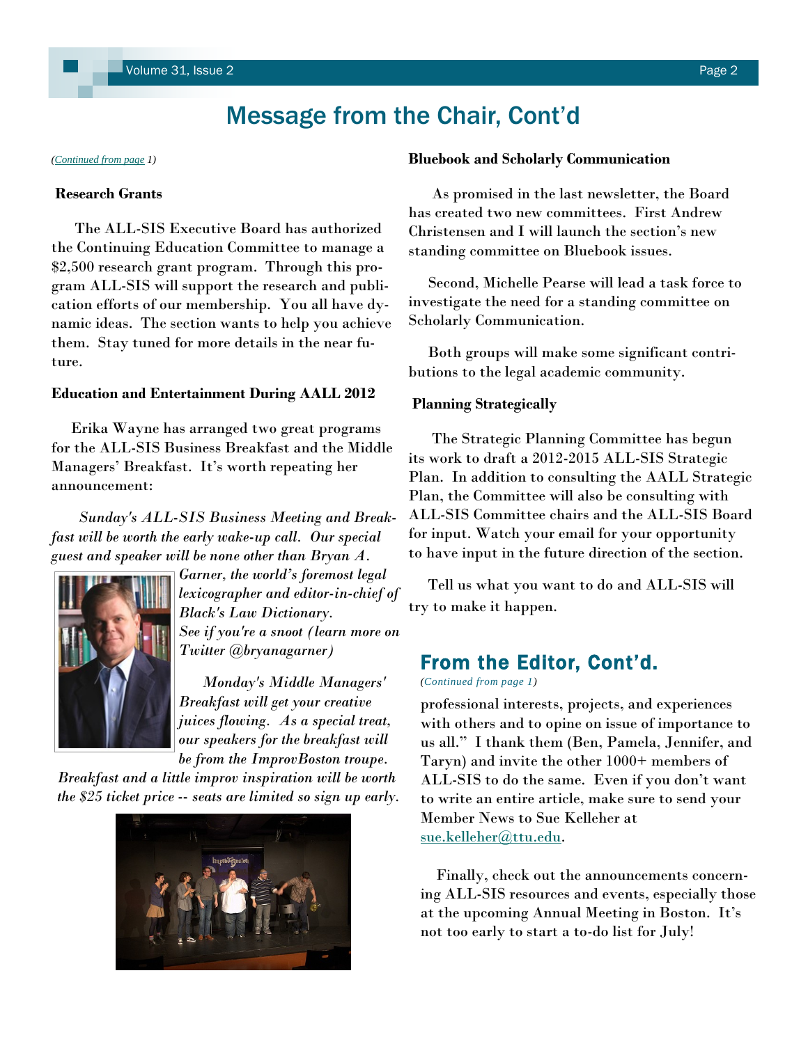# Message from the Chair, Cont'd

*(Continued from page 1)*

**Research Grants**

The ALL-SIS Executive Board has authorized the Continuing Education Committee to manage a $2,500 research grant program. Through this program ALL-SIS will support the research and publication efforts of our membership. You all have dynamic ideas. The section wants to help you achieve them. Stay tuned for more details in the near future.

**Education and Entertainment During AALL 2012**

Erika Wayne has arranged two great programs for the ALL-SIS Business Breakfast and the Middle Managers' Breakfast. It's worth repeating her announcement:

*Sunday's ALL-SIS Business Meeting and Breakfast will be worth the early wake-up call. Our special guest and speaker will be none other than Bryan A. Garner, the world's foremost legal lexicographer and editor-in-chief of Black's Law Dictionary. See if you're a snoot (learn more on Twitter @bryanagarner)*

*Monday's Middle Managers' Breakfast will get your creative juices flowing. As a special treat, our speakers for the breakfast will be from the ImprovBoston troupe. Breakfast and a little improv inspiration will be worth the $25 ticket price -- seats are limited so sign up early.*

**Bluebook and Scholarly Communication**

As promised in the last newsletter, the Board has created two new committees. First Andrew Christensen and I will launch the section's new standing committee on Bluebook issues.

Second, Michelle Pearse will lead a task force to investigate the need for a standing committee on Scholarly Communication.

Both groups will make some significant contributions to the legal academic community.

**Planning Strategically**

The Strategic Planning Committee has begun its work to draft a 2012-2015 ALL-SIS Strategic Plan. In addition to consulting the AALL Strategic Plan, the Committee will also be consulting with ALL-SIS Committee chairs and the ALL-SIS Board for input. Watch your email for your opportunity to have input in the future direction of the section.

Tell us what you want to do and ALL-SIS will try to make it happen.

## From the Editor, Cont'd.

*(Continued from page 1)*

professional interests, projects, and experiences with others and to opine on issue of importance to us all." I thank them (Ben, Pamela, Jennifer, and Taryn) and invite the other 1000+ members of ALL-SIS to do the same. Even if you don't want to write an entire article, make sure to send your Member News to Sue Kelleher at sue.kelleher@ttu.edu.

Finally, check out the announcements concerning ALL-SIS resources and events, especially those at the upcoming Annual Meeting in Boston. It's not too early to start a to-do list for July!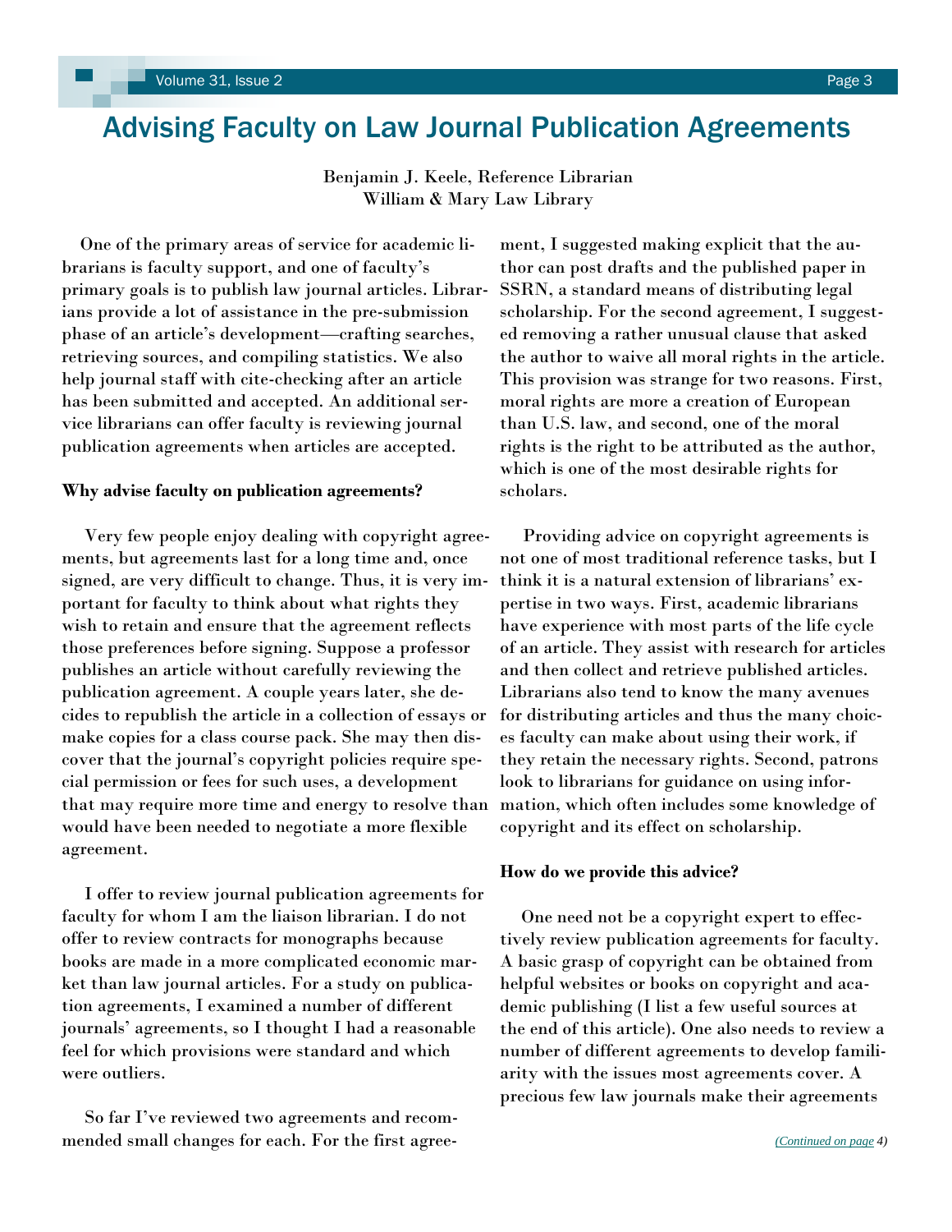# Advising Faculty on Law Journal Publication Agreements

Benjamin J. Keele, Reference Librarian
William & Mary Law Library

One of the primary areas of service for academic librarians is faculty support, and one of faculty's primary goals is to publish law journal articles. Librarians provide a lot of assistance in the pre-submission phase of an article's development—crafting searches, retrieving sources, and compiling statistics. We also help journal staff with cite-checking after an article has been submitted and accepted. An additional service librarians can offer faculty is reviewing journal publication agreements when articles are accepted.

**Why advise faculty on publication agreements?**

Very few people enjoy dealing with copyright agreements, but agreements last for a long time and, once signed, are very difficult to change. Thus, it is very important for faculty to think about what rights they wish to retain and ensure that the agreement reflects those preferences before signing. Suppose a professor publishes an article without carefully reviewing the publication agreement. A couple years later, she decides to republish the article in a collection of essays or make copies for a class course pack. She may then discover that the journal's copyright policies require special permission or fees for such uses, a development that may require more time and energy to resolve than would have been needed to negotiate a more flexible agreement.

I offer to review journal publication agreements for faculty for whom I am the liaison librarian. I do not offer to review contracts for monographs because books are made in a more complicated economic market than law journal articles. For a study on publication agreements, I examined a number of different journals' agreements, so I thought I had a reasonable feel for which provisions were standard and which were outliers.

So far I've reviewed two agreements and recommended small changes for each. For the first agreement, I suggested making explicit that the author can post drafts and the published paper in SSRN, a standard means of distributing legal scholarship. For the second agreement, I suggested removing a rather unusual clause that asked the author to waive all moral rights in the article. This provision was strange for two reasons. First, moral rights are more a creation of European than U.S. law, and second, one of the moral rights is the right to be attributed as the author, which is one of the most desirable rights for scholars.

Providing advice on copyright agreements is not one of most traditional reference tasks, but I think it is a natural extension of librarians' expertise in two ways. First, academic librarians have experience with most parts of the life cycle of an article. They assist with research for articles and then collect and retrieve published articles. Librarians also tend to know the many avenues for distributing articles and thus the many choices faculty can make about using their work, if they retain the necessary rights. Second, patrons look to librarians for guidance on using information, which often includes some knowledge of copyright and its effect on scholarship.

**How do we provide this advice?**

One need not be a copyright expert to effectively review publication agreements for faculty. A basic grasp of copyright can be obtained from helpful websites or books on copyright and academic publishing (I list a few useful sources at the end of this article). One also needs to review a number of different agreements to develop familiarity with the issues most agreements cover. A precious few law journals make their agreements

*(Continued on page 4)*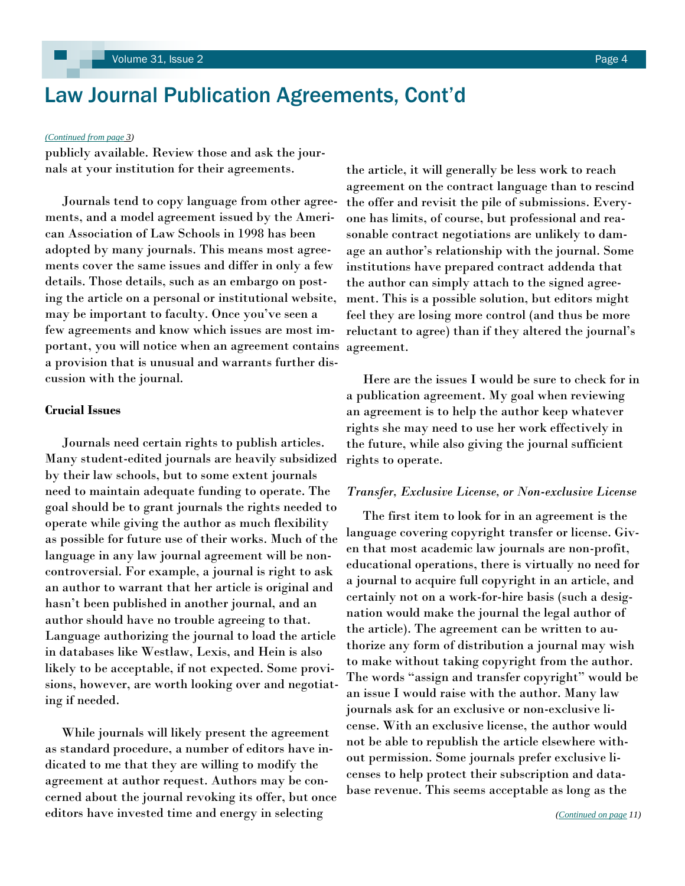# Law Journal Publication Agreements, Cont'd

*(Continued from page 3)*

publicly available. Review those and ask the journals at your institution for their agreements.

Journals tend to copy language from other agreements, and a model agreement issued by the American Association of Law Schools in 1998 has been adopted by many journals. This means most agreements cover the same issues and differ in only a few details. Those details, such as an embargo on posting the article on a personal or institutional website, may be important to faculty. Once you've seen a few agreements and know which issues are most important, you will notice when an agreement contains a provision that is unusual and warrants further discussion with the journal.

**Crucial Issues**

Journals need certain rights to publish articles. Many student-edited journals are heavily subsidized by their law schools, but to some extent journals need to maintain adequate funding to operate. The goal should be to grant journals the rights needed to operate while giving the author as much flexibility as possible for future use of their works. Much of the language in any law journal agreement will be non-controversial. For example, a journal is right to ask an author to warrant that her article is original and hasn't been published in another journal, and an author should have no trouble agreeing to that. Language authorizing the journal to load the article in databases like Westlaw, Lexis, and Hein is also likely to be acceptable, if not expected. Some provisions, however, are worth looking over and negotiating if needed.

While journals will likely present the agreement as standard procedure, a number of editors have indicated to me that they are willing to modify the agreement at author request. Authors may be concerned about the journal revoking its offer, but once editors have invested time and energy in selecting the article, it will generally be less work to reach agreement on the contract language than to rescind the offer and revisit the pile of submissions. Everyone has limits, of course, but professional and reasonable contract negotiations are unlikely to damage an author's relationship with the journal. Some institutions have prepared contract addenda that the author can simply attach to the signed agreement. This is a possible solution, but editors might feel they are losing more control (and thus be more reluctant to agree) than if they altered the journal's agreement.

Here are the issues I would be sure to check for in a publication agreement. My goal when reviewing an agreement is to help the author keep whatever rights she may need to use her work effectively in the future, while also giving the journal sufficient rights to operate.

*Transfer, Exclusive License, or Non-exclusive License*

The first item to look for in an agreement is the language covering copyright transfer or license. Given that most academic law journals are non-profit, educational operations, there is virtually no need for a journal to acquire full copyright in an article, and certainly not on a work-for-hire basis (such a designation would make the journal the legal author of the article). The agreement can be written to authorize any form of distribution a journal may wish to make without taking copyright from the author. The words "assign and transfer copyright" would be an issue I would raise with the author. Many law journals ask for an exclusive or non-exclusive license. With an exclusive license, the author would not be able to republish the article elsewhere without permission. Some journals prefer exclusive licenses to help protect their subscription and database revenue. This seems acceptable as long as the

*(Continued on page 11)*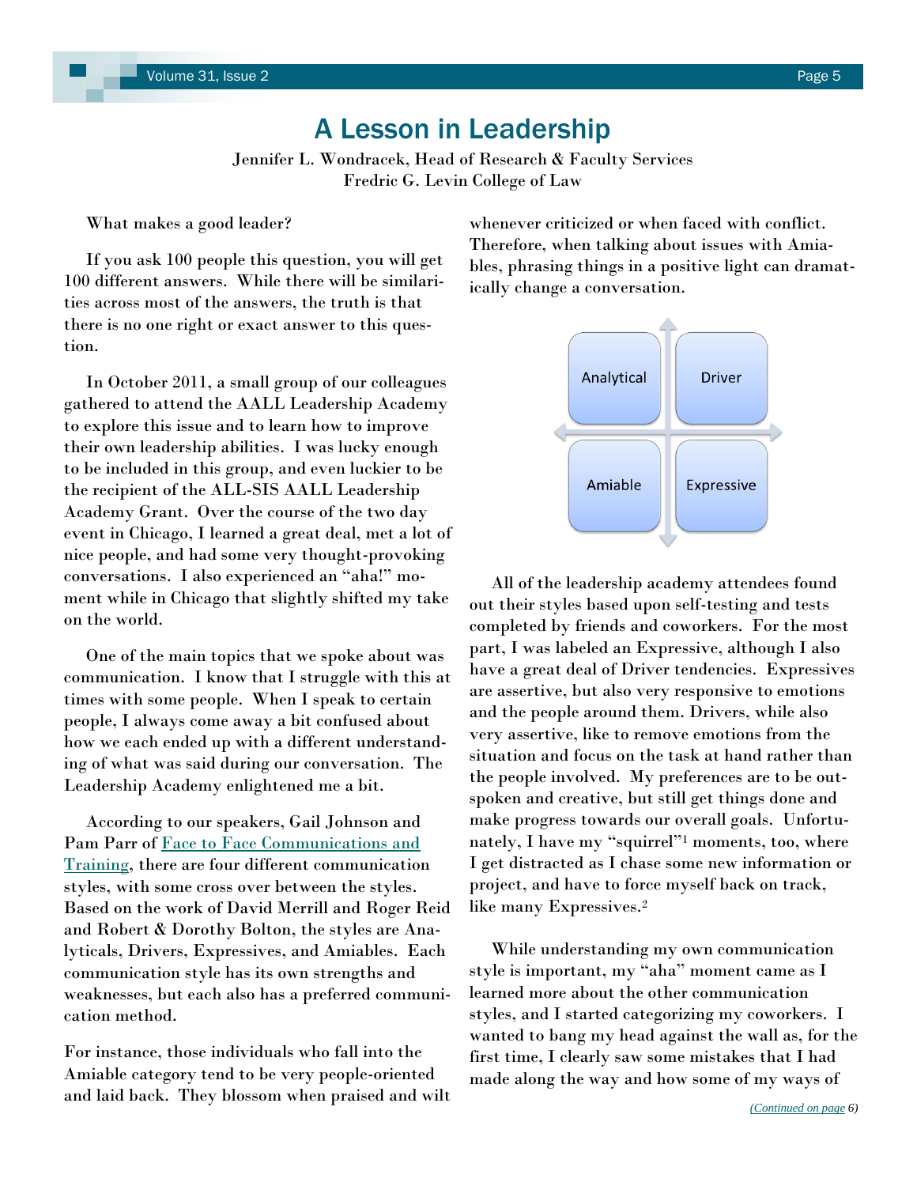# A Lesson in Leadership

Jennifer L. Wondracek, Head of Research & Faculty Services
Fredric G. Levin College of Law

What makes a good leader?

If you ask 100 people this question, you will get 100 different answers. While there will be similarities across most of the answers, the truth is that there is no one right or exact answer to this question.

In October 2011, a small group of our colleagues gathered to attend the AALL Leadership Academy to explore this issue and to learn how to improve their own leadership abilities. I was lucky enough to be included in this group, and even luckier to be the recipient of the ALL-SIS AALL Leadership Academy Grant. Over the course of the two day event in Chicago, I learned a great deal, met a lot of nice people, and had some very thought-provoking conversations. I also experienced an "aha!" moment while in Chicago that slightly shifted my take on the world.

One of the main topics that we spoke about was communication. I know that I struggle with this at times with some people. When I speak to certain people, I always come away a bit confused about how we each ended up with a different understanding of what was said during our conversation. The Leadership Academy enlightened me a bit.

According to our speakers, Gail Johnson and Pam Parr of [Face to Face Communications and Training](), there are four different communication styles, with some cross over between the styles. Based on the work of David Merrill and Roger Reid and Robert & Dorothy Bolton, the styles are Analyticals, Drivers, Expressives, and Amiables. Each communication style has its own strengths and weaknesses, but each also has a preferred communication method.

For instance, those individuals who fall into the Amiable category tend to be very people-oriented and laid back. They blossom when praised and wilt whenever criticized or when faced with conflict. Therefore, when talking about issues with Amiables, phrasing things in a positive light can dramatically change a conversation.

| Analytical | Driver |
|---|---|
| Amiable | Expressive |

All of the leadership academy attendees found out their styles based upon self-testing and tests completed by friends and coworkers. For the most part, I was labeled an Expressive, although I also have a great deal of Driver tendencies. Expressives are assertive, but also very responsive to emotions and the people around them. Drivers, while also very assertive, like to remove emotions from the situation and focus on the task at hand rather than the people involved. My preferences are to be outspoken and creative, but still get things done and make progress towards our overall goals. Unfortunately, I have my "squirrel"[1] moments, too, where I get distracted as I chase some new information or project, and have to force myself back on track, like many Expressives.[2]

While understanding my own communication style is important, my "aha" moment came as I learned more about the other communication styles, and I started categorizing my coworkers. I wanted to bang my head against the wall as, for the first time, I clearly saw some mistakes that I had made along the way and how some of my ways of

*(Continued on page 6)*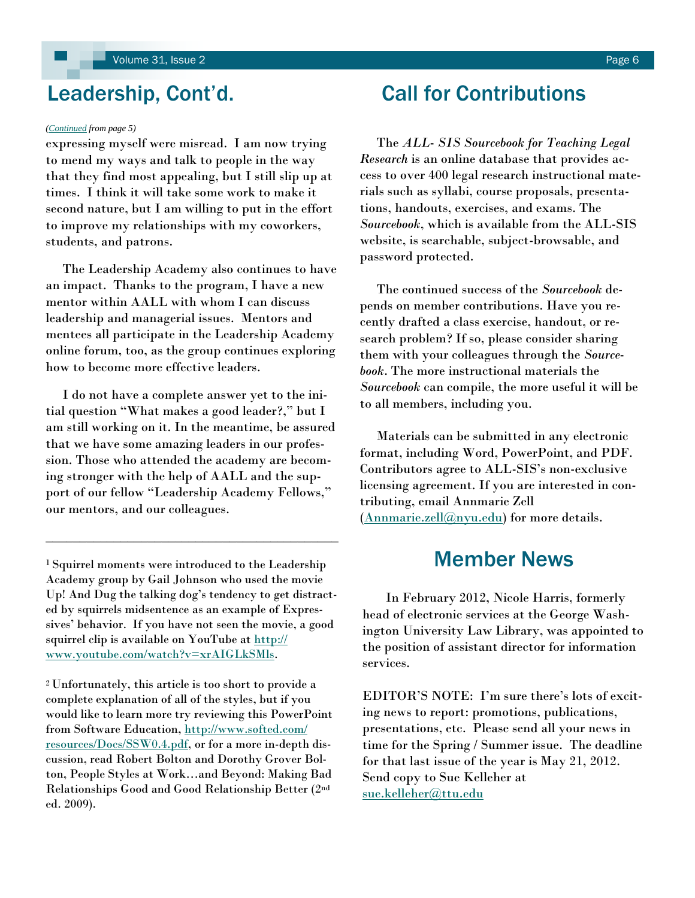## Leadership, Cont'd.

*(Continued from page 5)*

expressing myself were misread. I am now trying to mend my ways and talk to people in the way that they find most appealing, but I still slip up at times. I think it will take some work to make it second nature, but I am willing to put in the effort to improve my relationships with my coworkers, students, and patrons.

The Leadership Academy also continues to have an impact. Thanks to the program, I have a new mentor within AALL with whom I can discuss leadership and managerial issues. Mentors and mentees all participate in the Leadership Academy online forum, too, as the group continues exploring how to become more effective leaders.

I do not have a complete answer yet to the initial question "What makes a good leader?," but I am still working on it. In the meantime, be assured that we have some amazing leaders in our profession. Those who attended the academy are becoming stronger with the help of AALL and the support of our fellow "Leadership Academy Fellows," our mentors, and our colleagues.

---

[1] Squirrel moments were introduced to the Leadership Academy group by Gail Johnson who used the movie Up! And Dug the talking dog's tendency to get distracted by squirrels midsentence as an example of Expressives' behavior. If you have not seen the movie, a good squirrel clip is available on YouTube at http://www.youtube.com/watch?v=xrAIGLkSMls.

[2] Unfortunately, this article is too short to provide a complete explanation of all of the styles, but if you would like to learn more try reviewing this PowerPoint from Software Education, http://www.softed.com/resources/Docs/SSW0.4.pdf, or for a more in-depth discussion, read Robert Bolton and Dorothy Grover Bolton, People Styles at Work…and Beyond: Making Bad Relationships Good and Good Relationship Better (2nd ed. 2009).

## Call for Contributions

The *ALL- SIS Sourcebook for Teaching Legal Research* is an online database that provides access to over 400 legal research instructional materials such as syllabi, course proposals, presentations, handouts, exercises, and exams. The *Sourcebook*, which is available from the ALL-SIS website, is searchable, subject-browsable, and password protected.

The continued success of the *Sourcebook* depends on member contributions. Have you recently drafted a class exercise, handout, or research problem? If so, please consider sharing them with your colleagues through the *Sourcebook*. The more instructional materials the *Sourcebook* can compile, the more useful it will be to all members, including you.

Materials can be submitted in any electronic format, including Word, PowerPoint, and PDF. Contributors agree to ALL-SIS's non-exclusive licensing agreement. If you are interested in contributing, email Annmarie Zell (Annmarie.zell@nyu.edu) for more details.

## Member News

In February 2012, Nicole Harris, formerly head of electronic services at the George Washington University Law Library, was appointed to the position of assistant director for information services.

EDITOR'S NOTE: I'm sure there's lots of exciting news to report: promotions, publications, presentations, etc. Please send all your news in time for the Spring / Summer issue. The deadline for that last issue of the year is May 21, 2012. Send copy to Sue Kelleher at sue.kelleher@ttu.edu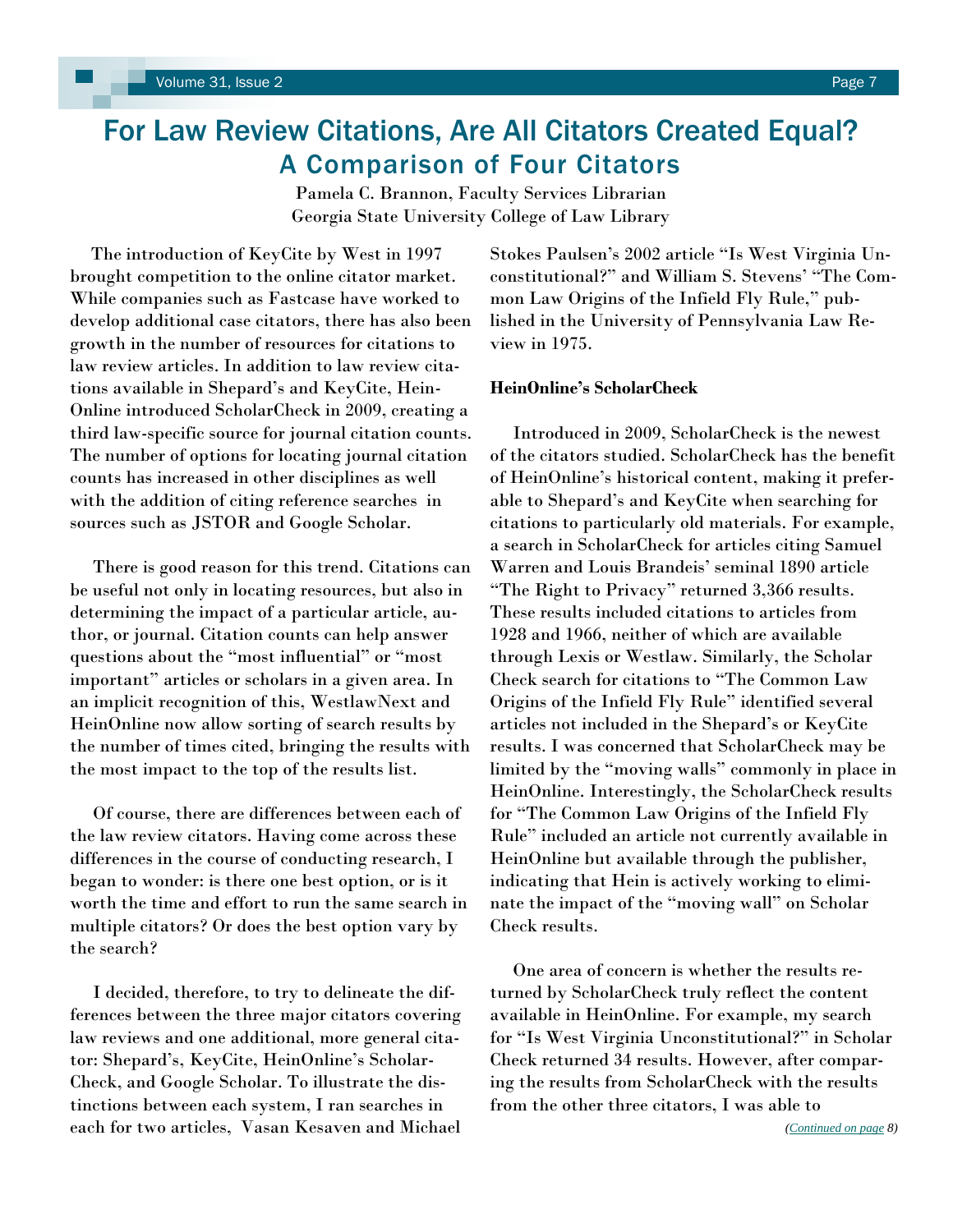# For Law Review Citations, Are All Citators Created Equal?

## A Comparison of Four Citators

Pamela C. Brannon, Faculty Services Librarian
Georgia State University College of Law Library

The introduction of KeyCite by West in 1997 brought competition to the online citator market. While companies such as Fastcase have worked to develop additional case citators, there has also been growth in the number of resources for citations to law review articles. In addition to law review citations available in Shepard's and KeyCite, HeinOnline introduced ScholarCheck in 2009, creating a third law-specific source for journal citation counts. The number of options for locating journal citation counts has increased in other disciplines as well with the addition of citing reference searches in sources such as JSTOR and Google Scholar.

There is good reason for this trend. Citations can be useful not only in locating resources, but also in determining the impact of a particular article, author, or journal. Citation counts can help answer questions about the "most influential" or "most important" articles or scholars in a given area. In an implicit recognition of this, WestlawNext and HeinOnline now allow sorting of search results by the number of times cited, bringing the results with the most impact to the top of the results list.

Of course, there are differences between each of the law review citators. Having come across these differences in the course of conducting research, I began to wonder: is there one best option, or is it worth the time and effort to run the same search in multiple citators? Or does the best option vary by the search?

I decided, therefore, to try to delineate the differences between the three major citators covering law reviews and one additional, more general citator: Shepard's, KeyCite, HeinOnline's ScholarCheck, and Google Scholar. To illustrate the distinctions between each system, I ran searches in each for two articles, Vasan Kesaven and Michael Stokes Paulsen's 2002 article "Is West Virginia Unconstitutional?" and William S. Stevens' "The Common Law Origins of the Infield Fly Rule," published in the University of Pennsylvania Law Review in 1975.

**HeinOnline's ScholarCheck**

Introduced in 2009, ScholarCheck is the newest of the citators studied. ScholarCheck has the benefit of HeinOnline's historical content, making it preferable to Shepard's and KeyCite when searching for citations to particularly old materials. For example, a search in ScholarCheck for articles citing Samuel Warren and Louis Brandeis' seminal 1890 article "The Right to Privacy" returned 3,366 results. These results included citations to articles from 1928 and 1966, neither of which are available through Lexis or Westlaw. Similarly, the Scholar Check search for citations to "The Common Law Origins of the Infield Fly Rule" identified several articles not included in the Shepard's or KeyCite results. I was concerned that ScholarCheck may be limited by the "moving walls" commonly in place in HeinOnline. Interestingly, the ScholarCheck results for "The Common Law Origins of the Infield Fly Rule" included an article not currently available in HeinOnline but available through the publisher, indicating that Hein is actively working to eliminate the impact of the "moving wall" on Scholar Check results.

One area of concern is whether the results returned by ScholarCheck truly reflect the content available in HeinOnline. For example, my search for "Is West Virginia Unconstitutional?" in Scholar Check returned 34 results. However, after comparing the results from ScholarCheck with the results from the other three citators, I was able to

*(Continued on page 8)*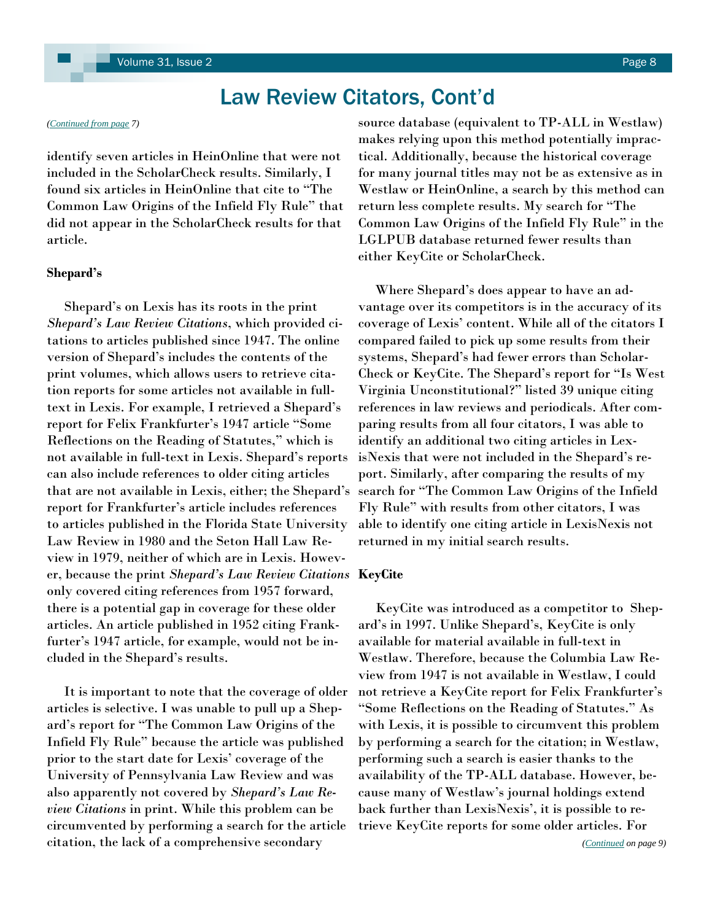# Law Review Citators, Cont'd

*(Continued from page 7)*

identify seven articles in HeinOnline that were not included in the ScholarCheck results. Similarly, I found six articles in HeinOnline that cite to "The Common Law Origins of the Infield Fly Rule" that did not appear in the ScholarCheck results for that article.

**Shepard's**

Shepard's on Lexis has its roots in the print *Shepard's Law Review Citations*, which provided citations to articles published since 1947. The online version of Shepard's includes the contents of the print volumes, which allows users to retrieve citation reports for some articles not available in full-text in Lexis. For example, I retrieved a Shepard's report for Felix Frankfurter's 1947 article "Some Reflections on the Reading of Statutes," which is not available in full-text in Lexis. Shepard's reports can also include references to older citing articles that are not available in Lexis, either; the Shepard's report for Frankfurter's article includes references to articles published in the Florida State University Law Review in 1980 and the Seton Hall Law Review in 1979, neither of which are in Lexis. However, because the print *Shepard's Law Review Citations* only covered citing references from 1957 forward, there is a potential gap in coverage for these older articles. An article published in 1952 citing Frankfurter's 1947 article, for example, would not be included in the Shepard's results.

It is important to note that the coverage of older articles is selective. I was unable to pull up a Shepard's report for "The Common Law Origins of the Infield Fly Rule" because the article was published prior to the start date for Lexis' coverage of the University of Pennsylvania Law Review and was also apparently not covered by *Shepard's Law Review Citations* in print. While this problem can be circumvented by performing a search for the article citation, the lack of a comprehensive secondary source database (equivalent to TP-ALL in Westlaw) makes relying upon this method potentially impractical. Additionally, because the historical coverage for many journal titles may not be as extensive as in Westlaw or HeinOnline, a search by this method can return less complete results. My search for "The Common Law Origins of the Infield Fly Rule" in the LGLPUB database returned fewer results than either KeyCite or ScholarCheck.

Where Shepard's does appear to have an advantage over its competitors is in the accuracy of its coverage of Lexis' content. While all of the citators I compared failed to pick up some results from their systems, Shepard's had fewer errors than ScholarCheck or KeyCite. The Shepard's report for "Is West Virginia Unconstitutional?" listed 39 unique citing references in law reviews and periodicals. After comparing results from all four citators, I was able to identify an additional two citing articles in LexisNexis that were not included in the Shepard's report. Similarly, after comparing the results of my search for "The Common Law Origins of the Infield Fly Rule" with results from other citators, I was able to identify one citing article in LexisNexis not returned in my initial search results.

**KeyCite**

KeyCite was introduced as a competitor to Shepard's in 1997. Unlike Shepard's, KeyCite is only available for material available in full-text in Westlaw. Therefore, because the Columbia Law Review from 1947 is not available in Westlaw, I could not retrieve a KeyCite report for Felix Frankfurter's "Some Reflections on the Reading of Statutes." As with Lexis, it is possible to circumvent this problem by performing a search for the citation; in Westlaw, performing such a search is easier thanks to the availability of the TP-ALL database. However, because many of Westlaw's journal holdings extend back further than LexisNexis', it is possible to retrieve KeyCite reports for some older articles. For

*(Continued on page 9)*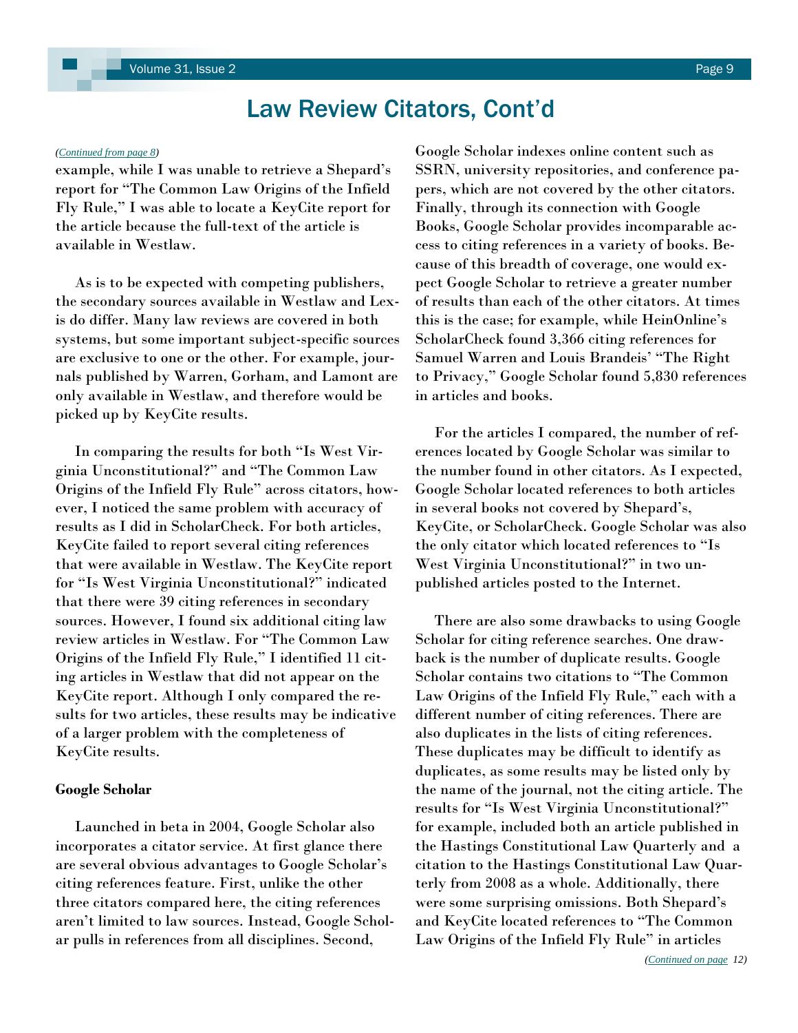# Law Review Citators, Cont'd

*(Continued from page 8)*

example, while I was unable to retrieve a Shepard's report for "The Common Law Origins of the Infield Fly Rule," I was able to locate a KeyCite report for the article because the full-text of the article is available in Westlaw.

As is to be expected with competing publishers, the secondary sources available in Westlaw and Lexis do differ. Many law reviews are covered in both systems, but some important subject-specific sources are exclusive to one or the other. For example, journals published by Warren, Gorham, and Lamont are only available in Westlaw, and therefore would be picked up by KeyCite results.

In comparing the results for both "Is West Virginia Unconstitutional?" and "The Common Law Origins of the Infield Fly Rule" across citators, however, I noticed the same problem with accuracy of results as I did in ScholarCheck. For both articles, KeyCite failed to report several citing references that were available in Westlaw. The KeyCite report for "Is West Virginia Unconstitutional?" indicated that there were 39 citing references in secondary sources. However, I found six additional citing law review articles in Westlaw. For "The Common Law Origins of the Infield Fly Rule," I identified 11 citing articles in Westlaw that did not appear on the KeyCite report. Although I only compared the results for two articles, these results may be indicative of a larger problem with the completeness of KeyCite results.

**Google Scholar**

Launched in beta in 2004, Google Scholar also incorporates a citator service. At first glance there are several obvious advantages to Google Scholar's citing references feature. First, unlike the other three citators compared here, the citing references aren't limited to law sources. Instead, Google Scholar pulls in references from all disciplines. Second, Google Scholar indexes online content such as SSRN, university repositories, and conference papers, which are not covered by the other citators. Finally, through its connection with Google Books, Google Scholar provides incomparable access to citing references in a variety of books. Because of this breadth of coverage, one would expect Google Scholar to retrieve a greater number of results than each of the other citators. At times this is the case; for example, while HeinOnline's ScholarCheck found 3,366 citing references for Samuel Warren and Louis Brandeis' "The Right to Privacy," Google Scholar found 5,830 references in articles and books.

For the articles I compared, the number of references located by Google Scholar was similar to the number found in other citators. As I expected, Google Scholar located references to both articles in several books not covered by Shepard's, KeyCite, or ScholarCheck. Google Scholar was also the only citator which located references to "Is West Virginia Unconstitutional?" in two unpublished articles posted to the Internet.

There are also some drawbacks to using Google Scholar for citing reference searches. One drawback is the number of duplicate results. Google Scholar contains two citations to "The Common Law Origins of the Infield Fly Rule," each with a different number of citing references. There are also duplicates in the lists of citing references. These duplicates may be difficult to identify as duplicates, as some results may be listed only by the name of the journal, not the citing article. The results for "Is West Virginia Unconstitutional?" for example, included both an article published in the Hastings Constitutional Law Quarterly and a citation to the Hastings Constitutional Law Quarterly from 2008 as a whole. Additionally, there were some surprising omissions. Both Shepard's and KeyCite located references to "The Common Law Origins of the Infield Fly Rule" in articles

*(Continued on page 12)*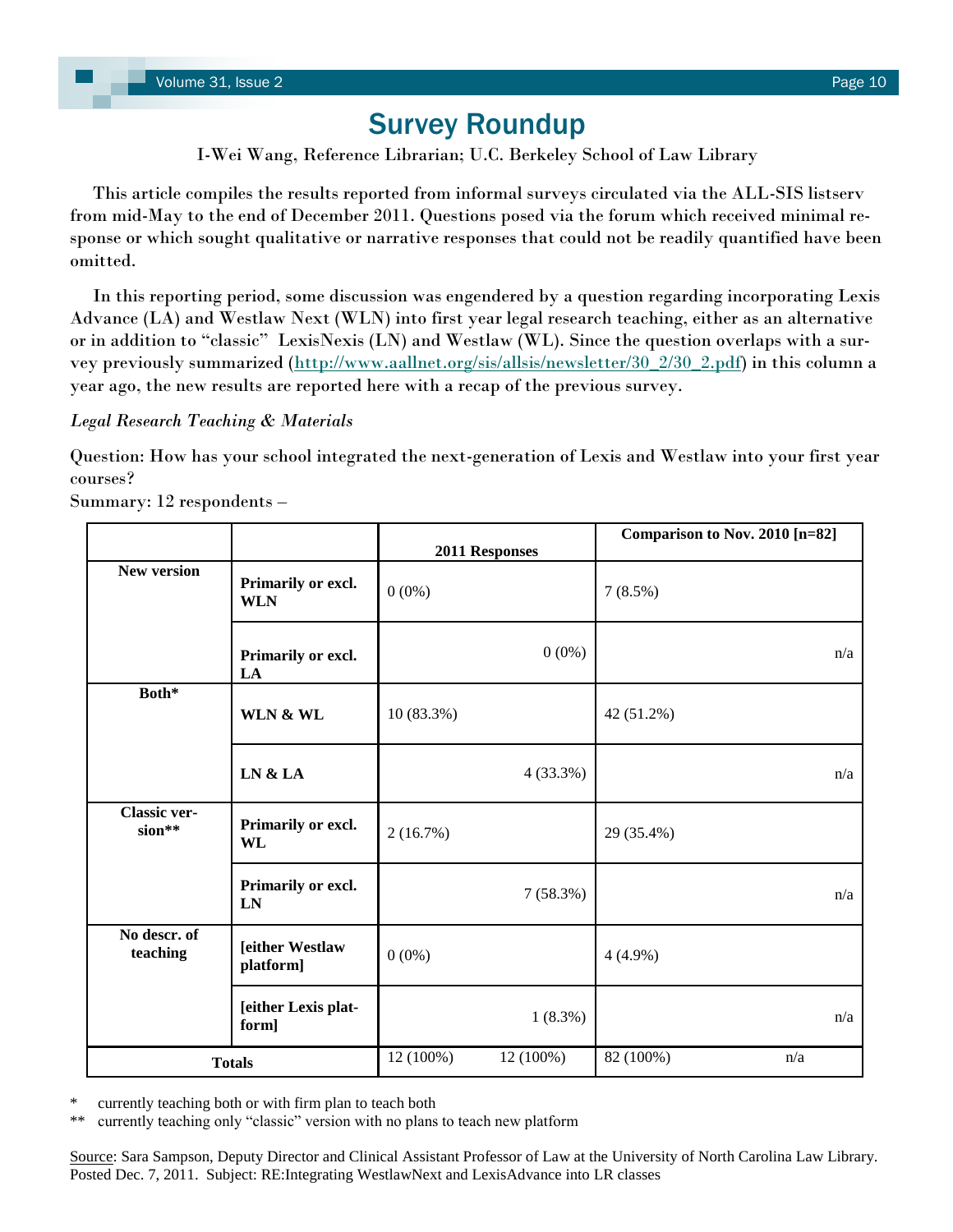# Survey Roundup

I-Wei Wang, Reference Librarian; U.C. Berkeley School of Law Library

This article compiles the results reported from informal surveys circulated via the ALL-SIS listserv from mid-May to the end of December 2011. Questions posed via the forum which received minimal response or which sought qualitative or narrative responses that could not be readily quantified have been omitted.

In this reporting period, some discussion was engendered by a question regarding incorporating Lexis Advance (LA) and Westlaw Next (WLN) into first year legal research teaching, either as an alternative or in addition to "classic" LexisNexis (LN) and Westlaw (WL). Since the question overlaps with a survey previously summarized (http://www.aallnet.org/sis/allsis/newsletter/30_2/30_2.pdf) in this column a year ago, the new results are reported here with a recap of the previous survey.

*Legal Research Teaching & Materials*

Question: How has your school integrated the next-generation of Lexis and Westlaw into your first year courses?
Summary: 12 respondents –

| | | 2011 Responses | Comparison to Nov. 2010 [n=82] |
|---|---|---|---|
| **New version** | **Primarily or excl. WLN** | 0 (0%) | 7 (8.5%) |
| | **Primarily or excl. LA** | 0 (0%) | n/a |
| **Both*** | **WLN & WL** | 10 (83.3%) | 42 (51.2%) |
| | **LN & LA** | 4 (33.3%) | n/a |
| **Classic version**** | **Primarily or excl. WL** | 2 (16.7%) | 29 (35.4%) |
| | **Primarily or excl. LN** | 7 (58.3%) | n/a |
| **No descr. of teaching** | **[either Westlaw platform]** | 0 (0%) | 4 (4.9%) |
| | **[either Lexis platform]** | 1 (8.3%) | n/a |
| **Totals** | | 12 (100%) 12 (100%) | 82 (100%) n/a |

\* currently teaching both or with firm plan to teach both

** currently teaching only "classic" version with no plans to teach new platform

Source: Sara Sampson, Deputy Director and Clinical Assistant Professor of Law at the University of North Carolina Law Library. Posted Dec. 7, 2011. Subject: RE:Integrating WestlawNext and LexisAdvance into LR classes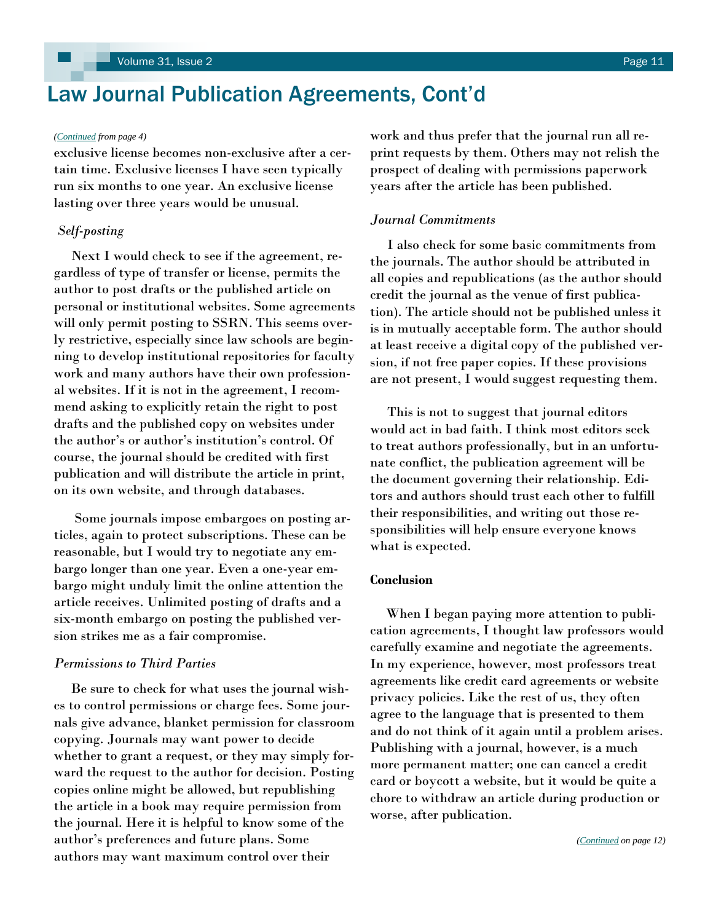# Law Journal Publication Agreements, Cont'd

*(Continued from page 4)*

exclusive license becomes non-exclusive after a certain time. Exclusive licenses I have seen typically run six months to one year. An exclusive license lasting over three years would be unusual.

*Self-posting*

Next I would check to see if the agreement, regardless of type of transfer or license, permits the author to post drafts or the published article on personal or institutional websites. Some agreements will only permit posting to SSRN. This seems overly restrictive, especially since law schools are beginning to develop institutional repositories for faculty work and many authors have their own professional websites. If it is not in the agreement, I recommend asking to explicitly retain the right to post drafts and the published copy on websites under the author's or author's institution's control. Of course, the journal should be credited with first publication and will distribute the article in print, on its own website, and through databases.

Some journals impose embargoes on posting articles, again to protect subscriptions. These can be reasonable, but I would try to negotiate any embargo longer than one year. Even a one-year embargo might unduly limit the online attention the article receives. Unlimited posting of drafts and a six-month embargo on posting the published version strikes me as a fair compromise.

*Permissions to Third Parties*

Be sure to check for what uses the journal wishes to control permissions or charge fees. Some journals give advance, blanket permission for classroom copying. Journals may want power to decide whether to grant a request, or they may simply forward the request to the author for decision. Posting copies online might be allowed, but republishing the article in a book may require permission from the journal. Here it is helpful to know some of the author's preferences and future plans. Some authors may want maximum control over their work and thus prefer that the journal run all reprint requests by them. Others may not relish the prospect of dealing with permissions paperwork years after the article has been published.

*Journal Commitments*

I also check for some basic commitments from the journals. The author should be attributed in all copies and republications (as the author should credit the journal as the venue of first publication). The article should not be published unless it is in mutually acceptable form. The author should at least receive a digital copy of the published version, if not free paper copies. If these provisions are not present, I would suggest requesting them.

This is not to suggest that journal editors would act in bad faith. I think most editors seek to treat authors professionally, but in an unfortunate conflict, the publication agreement will be the document governing their relationship. Editors and authors should trust each other to fulfill their responsibilities, and writing out those responsibilities will help ensure everyone knows what is expected.

**Conclusion**

When I began paying more attention to publication agreements, I thought law professors would carefully examine and negotiate the agreements. In my experience, however, most professors treat agreements like credit card agreements or website privacy policies. Like the rest of us, they often agree to the language that is presented to them and do not think of it again until a problem arises. Publishing with a journal, however, is a much more permanent matter; one can cancel a credit card or boycott a website, but it would be quite a chore to withdraw an article during production or worse, after publication.

*(Continued on page 12)*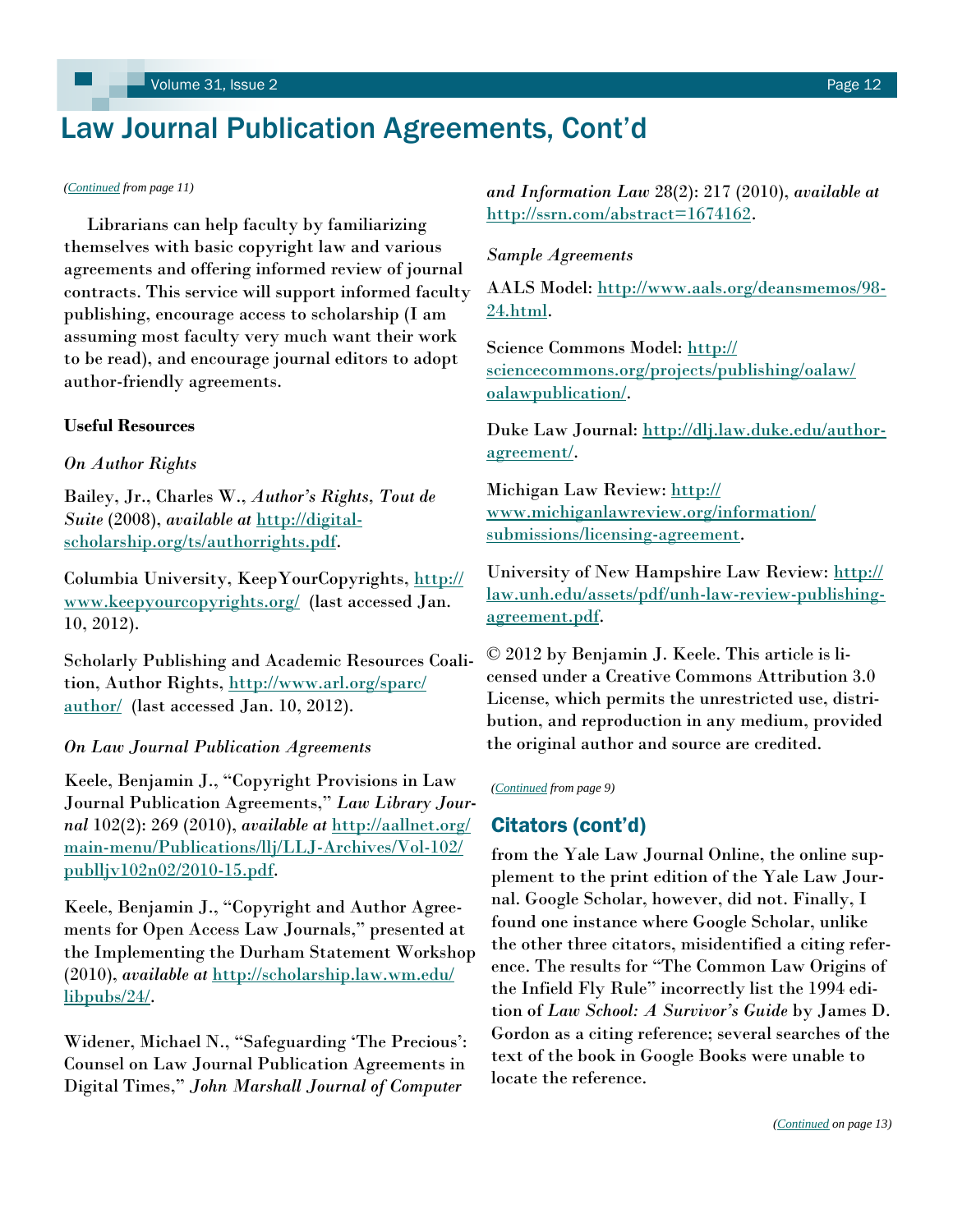# Law Journal Publication Agreements, Cont'd

*(Continued from page 11)*

Librarians can help faculty by familiarizing themselves with basic copyright law and various agreements and offering informed review of journal contracts. This service will support informed faculty publishing, encourage access to scholarship (I am assuming most faculty very much want their work to be read), and encourage journal editors to adopt author-friendly agreements.

**Useful Resources**

*On Author Rights*

Bailey, Jr., Charles W., *Author's Rights, Tout de Suite* (2008), *available at* http://digital-scholarship.org/ts/authorrights.pdf.

Columbia University, KeepYourCopyrights, http://www.keepyourcopyrights.org/ (last accessed Jan. 10, 2012).

Scholarly Publishing and Academic Resources Coalition, Author Rights, http://www.arl.org/sparc/author/ (last accessed Jan. 10, 2012).

*On Law Journal Publication Agreements*

Keele, Benjamin J., "Copyright Provisions in Law Journal Publication Agreements," *Law Library Journal* 102(2): 269 (2010), *available at* http://aallnet.org/main-menu/Publications/llj/LLJ-Archives/Vol-102/publljv102n02/2010-15.pdf.

Keele, Benjamin J., "Copyright and Author Agreements for Open Access Law Journals," presented at the Implementing the Durham Statement Workshop (2010), *available at* http://scholarship.law.wm.edu/libpubs/24/.

Widener, Michael N., "Safeguarding 'The Precious': Counsel on Law Journal Publication Agreements in Digital Times," *John Marshall Journal of Computer and Information Law* 28(2): 217 (2010), *available at* http://ssrn.com/abstract=1674162.

*Sample Agreements*

AALS Model: http://www.aals.org/deansmemos/98-24.html.

Science Commons Model: http://sciencecommons.org/projects/publishing/oalaw/oalawpublication/.

Duke Law Journal: http://dlj.law.duke.edu/author-agreement/.

Michigan Law Review: http://www.michiganlawreview.org/information/submissions/licensing-agreement.

University of New Hampshire Law Review: http://law.unh.edu/assets/pdf/unh-law-review-publishing-agreement.pdf.

© 2012 by Benjamin J. Keele. This article is licensed under a Creative Commons Attribution 3.0 License, which permits the unrestricted use, distribution, and reproduction in any medium, provided the original author and source are credited.

*(Continued from page 9)*

## Citators (cont'd)

from the Yale Law Journal Online, the online supplement to the print edition of the Yale Law Journal. Google Scholar, however, did not. Finally, I found one instance where Google Scholar, unlike the other three citators, misidentified a citing reference. The results for "The Common Law Origins of the Infield Fly Rule" incorrectly list the 1994 edition of *Law School: A Survivor's Guide* by James D. Gordon as a citing reference; several searches of the text of the book in Google Books were unable to locate the reference.

*(Continued on page 13)*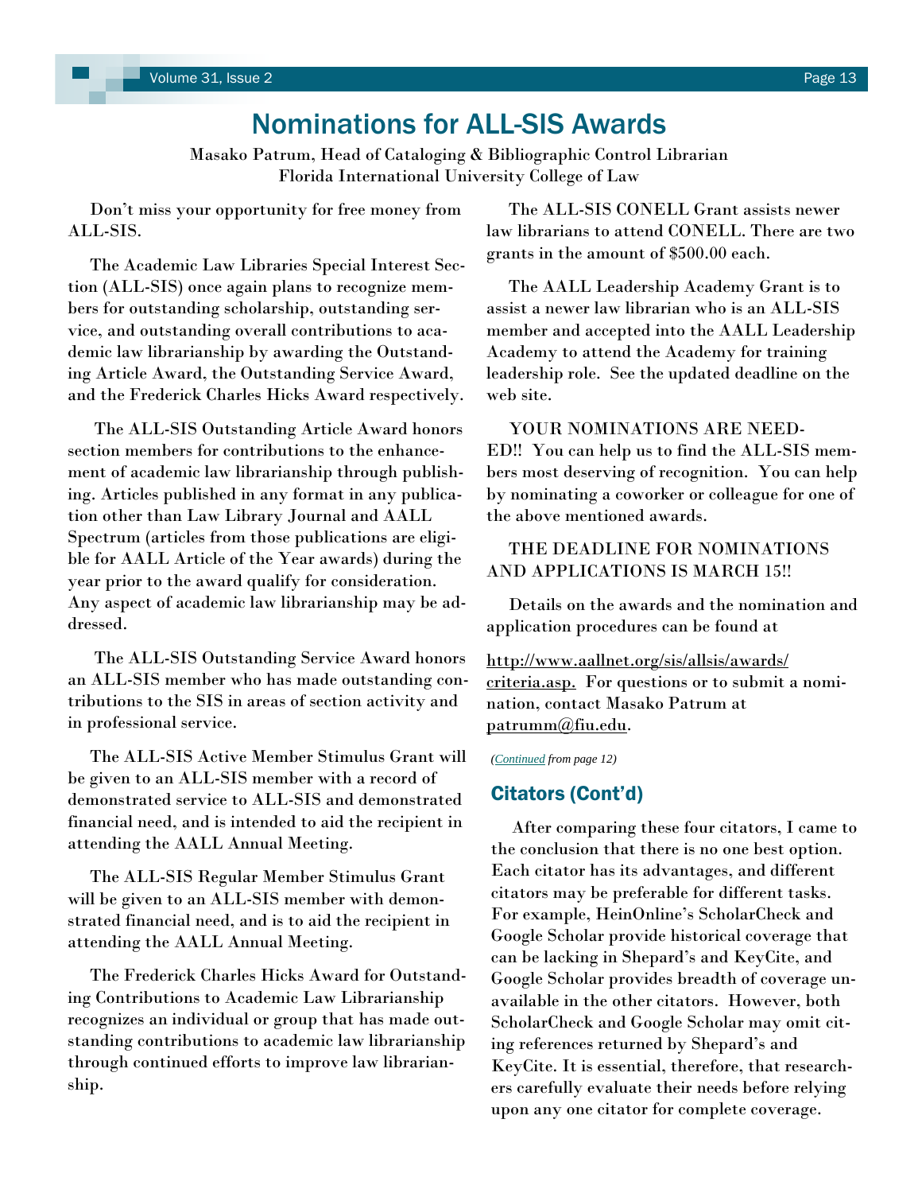# Nominations for ALL-SIS Awards

Masako Patrum, Head of Cataloging & Bibliographic Control Librarian
Florida International University College of Law

Don't miss your opportunity for free money from ALL-SIS.

The Academic Law Libraries Special Interest Section (ALL-SIS) once again plans to recognize members for outstanding scholarship, outstanding service, and outstanding overall contributions to academic law librarianship by awarding the Outstanding Article Award, the Outstanding Service Award, and the Frederick Charles Hicks Award respectively.

The ALL-SIS Outstanding Article Award honors section members for contributions to the enhancement of academic law librarianship through publishing. Articles published in any format in any publication other than Law Library Journal and AALL Spectrum (articles from those publications are eligible for AALL Article of the Year awards) during the year prior to the award qualify for consideration. Any aspect of academic law librarianship may be addressed.

The ALL-SIS Outstanding Service Award honors an ALL-SIS member who has made outstanding contributions to the SIS in areas of section activity and in professional service.

The ALL-SIS Active Member Stimulus Grant will be given to an ALL-SIS member with a record of demonstrated service to ALL-SIS and demonstrated financial need, and is intended to aid the recipient in attending the AALL Annual Meeting.

The ALL-SIS Regular Member Stimulus Grant will be given to an ALL-SIS member with demonstrated financial need, and is to aid the recipient in attending the AALL Annual Meeting.

The Frederick Charles Hicks Award for Outstanding Contributions to Academic Law Librarianship recognizes an individual or group that has made outstanding contributions to academic law librarianship through continued efforts to improve law librarianship.

The ALL-SIS CONELL Grant assists newer law librarians to attend CONELL. There are two grants in the amount of $500.00 each.

The AALL Leadership Academy Grant is to assist a newer law librarian who is an ALL-SIS member and accepted into the AALL Leadership Academy to attend the Academy for training leadership role. See the updated deadline on the web site.

YOUR NOMINATIONS ARE NEEDED!! You can help us to find the ALL-SIS members most deserving of recognition. You can help by nominating a coworker or colleague for one of the above mentioned awards.

THE DEADLINE FOR NOMINATIONS AND APPLICATIONS IS MARCH 15!!

Details on the awards and the nomination and application procedures can be found at

http://www.aallnet.org/sis/allsis/awards/criteria.asp. For questions or to submit a nomination, contact Masako Patrum at patrumm@fiu.edu.

*(Continued from page 12)*

## Citators (Cont'd)

After comparing these four citators, I came to the conclusion that there is no one best option. Each citator has its advantages, and different citators may be preferable for different tasks. For example, HeinOnline's ScholarCheck and Google Scholar provide historical coverage that can be lacking in Shepard's and KeyCite, and Google Scholar provides breadth of coverage unavailable in the other citators. However, both ScholarCheck and Google Scholar may omit citing references returned by Shepard's and KeyCite. It is essential, therefore, that researchers carefully evaluate their needs before relying upon any one citator for complete coverage.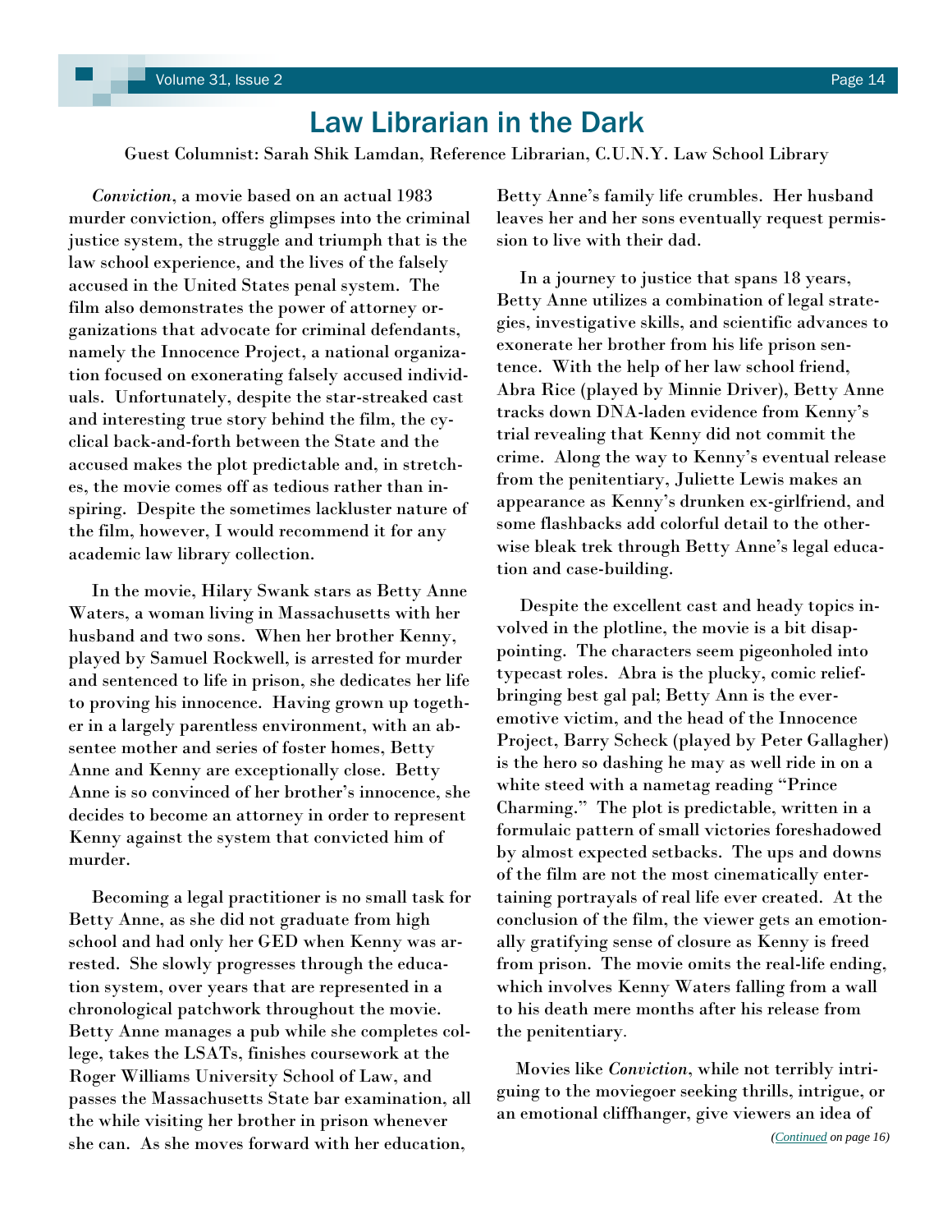# Law Librarian in the Dark

Guest Columnist: Sarah Shik Lamdan, Reference Librarian, C.U.N.Y. Law School Library

*Conviction*, a movie based on an actual 1983 murder conviction, offers glimpses into the criminal justice system, the struggle and triumph that is the law school experience, and the lives of the falsely accused in the United States penal system. The film also demonstrates the power of attorney organizations that advocate for criminal defendants, namely the Innocence Project, a national organization focused on exonerating falsely accused individuals. Unfortunately, despite the star-streaked cast and interesting true story behind the film, the cyclical back-and-forth between the State and the accused makes the plot predictable and, in stretches, the movie comes off as tedious rather than inspiring. Despite the sometimes lackluster nature of the film, however, I would recommend it for any academic law library collection.

In the movie, Hilary Swank stars as Betty Anne Waters, a woman living in Massachusetts with her husband and two sons. When her brother Kenny, played by Samuel Rockwell, is arrested for murder and sentenced to life in prison, she dedicates her life to proving his innocence. Having grown up together in a largely parentless environment, with an absentee mother and series of foster homes, Betty Anne and Kenny are exceptionally close. Betty Anne is so convinced of her brother's innocence, she decides to become an attorney in order to represent Kenny against the system that convicted him of murder.

Becoming a legal practitioner is no small task for Betty Anne, as she did not graduate from high school and had only her GED when Kenny was arrested. She slowly progresses through the education system, over years that are represented in a chronological patchwork throughout the movie. Betty Anne manages a pub while she completes college, takes the LSATs, finishes coursework at the Roger Williams University School of Law, and passes the Massachusetts State bar examination, all the while visiting her brother in prison whenever she can. As she moves forward with her education, Betty Anne's family life crumbles. Her husband leaves her and her sons eventually request permission to live with their dad.

In a journey to justice that spans 18 years, Betty Anne utilizes a combination of legal strategies, investigative skills, and scientific advances to exonerate her brother from his life prison sentence. With the help of her law school friend, Abra Rice (played by Minnie Driver), Betty Anne tracks down DNA-laden evidence from Kenny's trial revealing that Kenny did not commit the crime. Along the way to Kenny's eventual release from the penitentiary, Juliette Lewis makes an appearance as Kenny's drunken ex-girlfriend, and some flashbacks add colorful detail to the otherwise bleak trek through Betty Anne's legal education and case-building.

Despite the excellent cast and heady topics involved in the plotline, the movie is a bit disappointing. The characters seem pigeonholed into typecast roles. Abra is the plucky, comic relief-bringing best gal pal; Betty Ann is the ever-emotive victim, and the head of the Innocence Project, Barry Scheck (played by Peter Gallagher) is the hero so dashing he may as well ride in on a white steed with a nametag reading "Prince Charming." The plot is predictable, written in a formulaic pattern of small victories foreshadowed by almost expected setbacks. The ups and downs of the film are not the most cinematically entertaining portrayals of real life ever created. At the conclusion of the film, the viewer gets an emotionally gratifying sense of closure as Kenny is freed from prison. The movie omits the real-life ending, which involves Kenny Waters falling from a wall to his death mere months after his release from the penitentiary.

Movies like *Conviction*, while not terribly intriguing to the moviegoer seeking thrills, intrigue, or an emotional cliffhanger, give viewers an idea of

*(Continued on page 16)*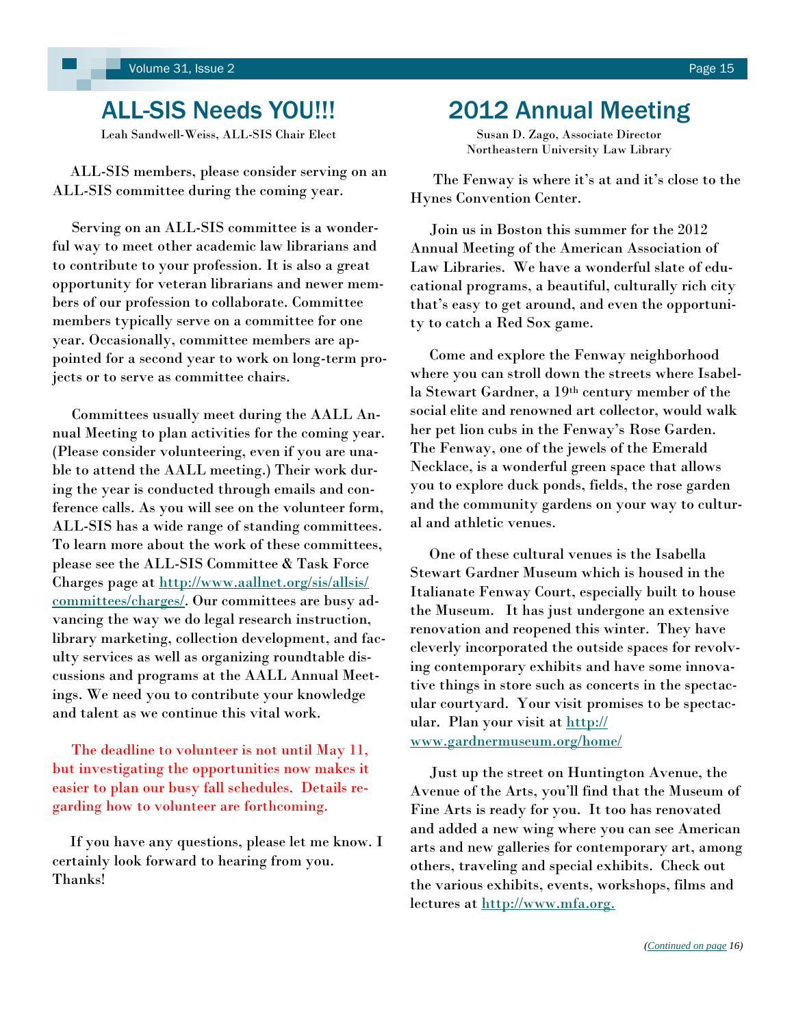# ALL-SIS Needs YOU!!!

Leah Sandwell-Weiss, ALL-SIS Chair Elect

ALL-SIS members, please consider serving on an ALL-SIS committee during the coming year.

Serving on an ALL-SIS committee is a wonderful way to meet other academic law librarians and to contribute to your profession. It is also a great opportunity for veteran librarians and newer members of our profession to collaborate. Committee members typically serve on a committee for one year. Occasionally, committee members are appointed for a second year to work on long-term projects or to serve as committee chairs.

Committees usually meet during the AALL Annual Meeting to plan activities for the coming year. (Please consider volunteering, even if you are unable to attend the AALL meeting.) Their work during the year is conducted through emails and conference calls. As you will see on the volunteer form, ALL-SIS has a wide range of standing committees. To learn more about the work of these committees, please see the ALL-SIS Committee & Task Force Charges page at [http://www.aallnet.org/sis/allsis/committees/charges/](http://www.aallnet.org/sis/allsis/committees/charges/). Our committees are busy advancing the way we do legal research instruction, library marketing, collection development, and faculty services as well as organizing roundtable discussions and programs at the AALL Annual Meetings. We need you to contribute your knowledge and talent as we continue this vital work.

The deadline to volunteer is not until May 11, but investigating the opportunities now makes it easier to plan our busy fall schedules. Details regarding how to volunteer are forthcoming.

If you have any questions, please let me know. I certainly look forward to hearing from you. Thanks!

# 2012 Annual Meeting

Susan D. Zago, Associate Director
Northeastern University Law Library

The Fenway is where it's at and it's close to the Hynes Convention Center.

Join us in Boston this summer for the 2012 Annual Meeting of the American Association of Law Libraries. We have a wonderful slate of educational programs, a beautiful, culturally rich city that's easy to get around, and even the opportunity to catch a Red Sox game.

Come and explore the Fenway neighborhood where you can stroll down the streets where Isabella Stewart Gardner, a 19th century member of the social elite and renowned art collector, would walk her pet lion cubs in the Fenway's Rose Garden. The Fenway, one of the jewels of the Emerald Necklace, is a wonderful green space that allows you to explore duck ponds, fields, the rose garden and the community gardens on your way to cultural and athletic venues.

One of these cultural venues is the Isabella Stewart Gardner Museum which is housed in the Italianate Fenway Court, especially built to house the Museum. It has just undergone an extensive renovation and reopened this winter. They have cleverly incorporated the outside spaces for revolving contemporary exhibits and have some innovative things in store such as concerts in the spectacular courtyard. Your visit promises to be spectacular. Plan your visit at [http://www.gardnermuseum.org/home/](http://www.gardnermuseum.org/home/)

Just up the street on Huntington Avenue, the Avenue of the Arts, you'll find that the Museum of Fine Arts is ready for you. It too has renovated and added a new wing where you can see American arts and new galleries for contemporary art, among others, traveling and special exhibits. Check out the various exhibits, events, workshops, films and lectures at [http://www.mfa.org.](http://www.mfa.org)

*(Continued on page 16)*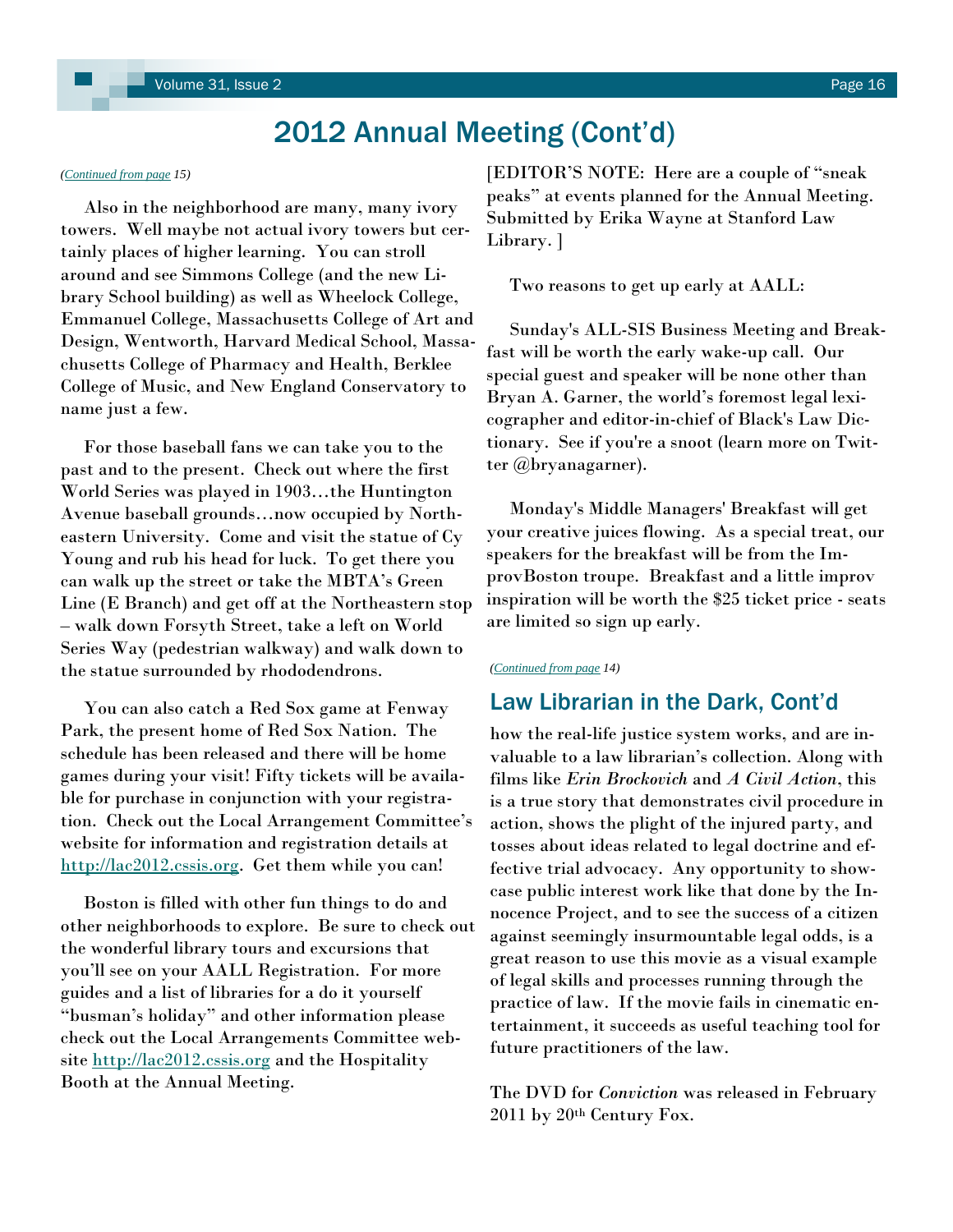# 2012 Annual Meeting (Cont'd)

*(Continued from page 15)*

Also in the neighborhood are many, many ivory towers. Well maybe not actual ivory towers but certainly places of higher learning. You can stroll around and see Simmons College (and the new Library School building) as well as Wheelock College, Emmanuel College, Massachusetts College of Art and Design, Wentworth, Harvard Medical School, Massachusetts College of Pharmacy and Health, Berklee College of Music, and New England Conservatory to name just a few.

For those baseball fans we can take you to the past and to the present. Check out where the first World Series was played in 1903…the Huntington Avenue baseball grounds…now occupied by Northeastern University. Come and visit the statue of Cy Young and rub his head for luck. To get there you can walk up the street or take the MBTA's Green Line (E Branch) and get off at the Northeastern stop – walk down Forsyth Street, take a left on World Series Way (pedestrian walkway) and walk down to the statue surrounded by rhododendrons.

You can also catch a Red Sox game at Fenway Park, the present home of Red Sox Nation. The schedule has been released and there will be home games during your visit! Fifty tickets will be available for purchase in conjunction with your registration. Check out the Local Arrangement Committee's website for information and registration details at http://lac2012.cssis.org. Get them while you can!

Boston is filled with other fun things to do and other neighborhoods to explore. Be sure to check out the wonderful library tours and excursions that you'll see on your AALL Registration. For more guides and a list of libraries for a do it yourself "busman's holiday" and other information please check out the Local Arrangements Committee website http://lac2012.cssis.org and the Hospitality Booth at the Annual Meeting.

[EDITOR'S NOTE: Here are a couple of "sneak peaks" at events planned for the Annual Meeting. Submitted by Erika Wayne at Stanford Law Library. ]

Two reasons to get up early at AALL:

Sunday's ALL-SIS Business Meeting and Breakfast will be worth the early wake-up call. Our special guest and speaker will be none other than Bryan A. Garner, the world's foremost legal lexicographer and editor-in-chief of Black's Law Dictionary. See if you're a snoot (learn more on Twitter @bryanagarner).

Monday's Middle Managers' Breakfast will get your creative juices flowing. As a special treat, our speakers for the breakfast will be from the ImprovBoston troupe. Breakfast and a little improv inspiration will be worth the $25 ticket price - seats are limited so sign up early.

*(Continued from page 14)*

## Law Librarian in the Dark, Cont'd

how the real-life justice system works, and are invaluable to a law librarian's collection. Along with films like *Erin Brockovich* and *A Civil Action*, this is a true story that demonstrates civil procedure in action, shows the plight of the injured party, and tosses about ideas related to legal doctrine and effective trial advocacy. Any opportunity to showcase public interest work like that done by the Innocence Project, and to see the success of a citizen against seemingly insurmountable legal odds, is a great reason to use this movie as a visual example of legal skills and processes running through the practice of law. If the movie fails in cinematic entertainment, it succeeds as useful teaching tool for future practitioners of the law.

The DVD for *Conviction* was released in February 2011 by 20th Century Fox.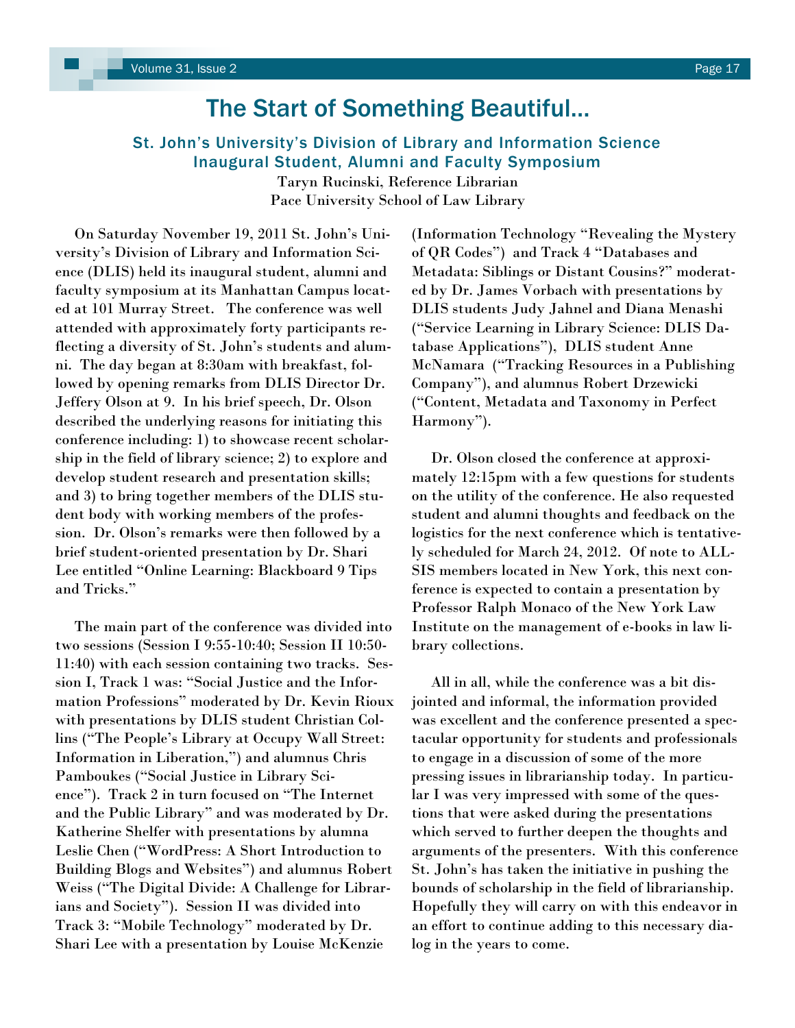# The Start of Something Beautiful…

## St. John's University's Division of Library and Information Science Inaugural Student, Alumni and Faculty Symposium

Taryn Rucinski, Reference Librarian
Pace University School of Law Library

On Saturday November 19, 2011 St. John's University's Division of Library and Information Science (DLIS) held its inaugural student, alumni and faculty symposium at its Manhattan Campus located at 101 Murray Street. The conference was well attended with approximately forty participants reflecting a diversity of St. John's students and alumni. The day began at 8:30am with breakfast, followed by opening remarks from DLIS Director Dr. Jeffery Olson at 9. In his brief speech, Dr. Olson described the underlying reasons for initiating this conference including: 1) to showcase recent scholarship in the field of library science; 2) to explore and develop student research and presentation skills; and 3) to bring together members of the DLIS student body with working members of the profession. Dr. Olson's remarks were then followed by a brief student-oriented presentation by Dr. Shari Lee entitled "Online Learning: Blackboard 9 Tips and Tricks."

The main part of the conference was divided into two sessions (Session I 9:55-10:40; Session II 10:50-11:40) with each session containing two tracks. Session I, Track 1 was: "Social Justice and the Information Professions" moderated by Dr. Kevin Rioux with presentations by DLIS student Christian Collins ("The People's Library at Occupy Wall Street: Information in Liberation,") and alumnus Chris Pamboukes ("Social Justice in Library Science"). Track 2 in turn focused on "The Internet and the Public Library" and was moderated by Dr. Katherine Shelfer with presentations by alumna Leslie Chen ("WordPress: A Short Introduction to Building Blogs and Websites") and alumnus Robert Weiss ("The Digital Divide: A Challenge for Librarians and Society"). Session II was divided into Track 3: "Mobile Technology" moderated by Dr. Shari Lee with a presentation by Louise McKenzie (Information Technology "Revealing the Mystery of QR Codes") and Track 4 "Databases and Metadata: Siblings or Distant Cousins?" moderated by Dr. James Vorbach with presentations by DLIS students Judy Jahnel and Diana Menashi ("Service Learning in Library Science: DLIS Database Applications"), DLIS student Anne McNamara ("Tracking Resources in a Publishing Company"), and alumnus Robert Drzewicki ("Content, Metadata and Taxonomy in Perfect Harmony").

Dr. Olson closed the conference at approximately 12:15pm with a few questions for students on the utility of the conference. He also requested student and alumni thoughts and feedback on the logistics for the next conference which is tentatively scheduled for March 24, 2012. Of note to ALL-SIS members located in New York, this next conference is expected to contain a presentation by Professor Ralph Monaco of the New York Law Institute on the management of e-books in law library collections.

All in all, while the conference was a bit disjointed and informal, the information provided was excellent and the conference presented a spectacular opportunity for students and professionals to engage in a discussion of some of the more pressing issues in librarianship today. In particular I was very impressed with some of the questions that were asked during the presentations which served to further deepen the thoughts and arguments of the presenters. With this conference St. John's has taken the initiative in pushing the bounds of scholarship in the field of librarianship. Hopefully they will carry on with this endeavor in an effort to continue adding to this necessary dialog in the years to come.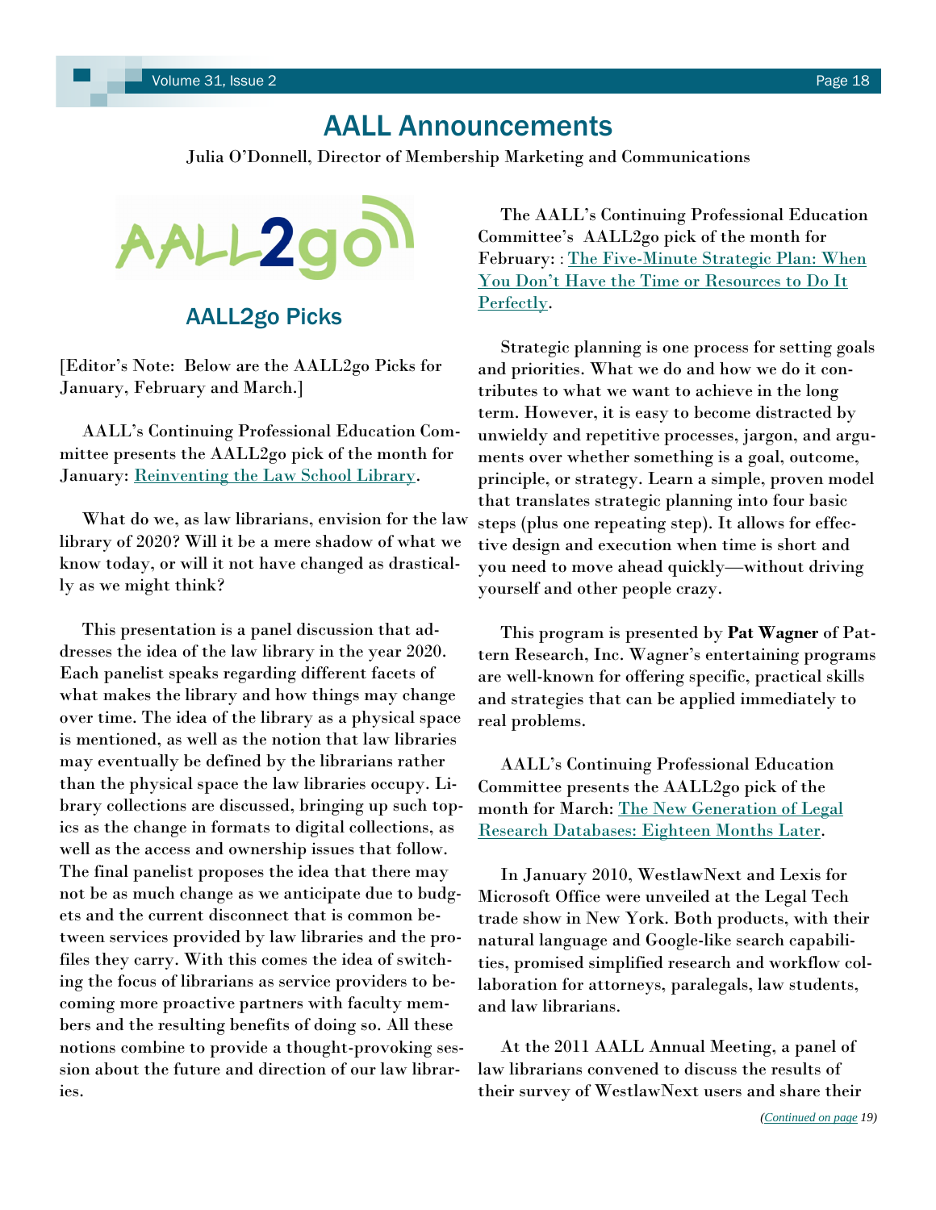# AALL Announcements

Julia O'Donnell, Director of Membership Marketing and Communications

## AALL2go Picks

[Editor's Note: Below are the AALL2go Picks for January, February and March.]

AALL's Continuing Professional Education Committee presents the AALL2go pick of the month for January: Reinventing the Law School Library.

What do we, as law librarians, envision for the law library of 2020? Will it be a mere shadow of what we know today, or will it not have changed as drastically as we might think?

This presentation is a panel discussion that addresses the idea of the law library in the year 2020. Each panelist speaks regarding different facets of what makes the library and how things may change over time. The idea of the library as a physical space is mentioned, as well as the notion that law libraries may eventually be defined by the librarians rather than the physical space the law libraries occupy. Library collections are discussed, bringing up such topics as the change in formats to digital collections, as well as the access and ownership issues that follow. The final panelist proposes the idea that there may not be as much change as we anticipate due to budgets and the current disconnect that is common between services provided by law libraries and the profiles they carry. With this comes the idea of switching the focus of librarians as service providers to becoming more proactive partners with faculty members and the resulting benefits of doing so. All these notions combine to provide a thought-provoking session about the future and direction of our law libraries.

The AALL's Continuing Professional Education Committee's AALL2go pick of the month for February: : The Five-Minute Strategic Plan: When You Don't Have the Time or Resources to Do It Perfectly.

Strategic planning is one process for setting goals and priorities. What we do and how we do it contributes to what we want to achieve in the long term. However, it is easy to become distracted by unwieldy and repetitive processes, jargon, and arguments over whether something is a goal, outcome, principle, or strategy. Learn a simple, proven model that translates strategic planning into four basic steps (plus one repeating step). It allows for effective design and execution when time is short and you need to move ahead quickly—without driving yourself and other people crazy.

This program is presented by **Pat Wagner** of Pattern Research, Inc. Wagner's entertaining programs are well-known for offering specific, practical skills and strategies that can be applied immediately to real problems.

AALL's Continuing Professional Education Committee presents the AALL2go pick of the month for March: The New Generation of Legal Research Databases: Eighteen Months Later.

In January 2010, WestlawNext and Lexis for Microsoft Office were unveiled at the Legal Tech trade show in New York. Both products, with their natural language and Google-like search capabilities, promised simplified research and workflow collaboration for attorneys, paralegals, law students, and law librarians.

At the 2011 AALL Annual Meeting, a panel of law librarians convened to discuss the results of their survey of WestlawNext users and share their

*(Continued on page 19)*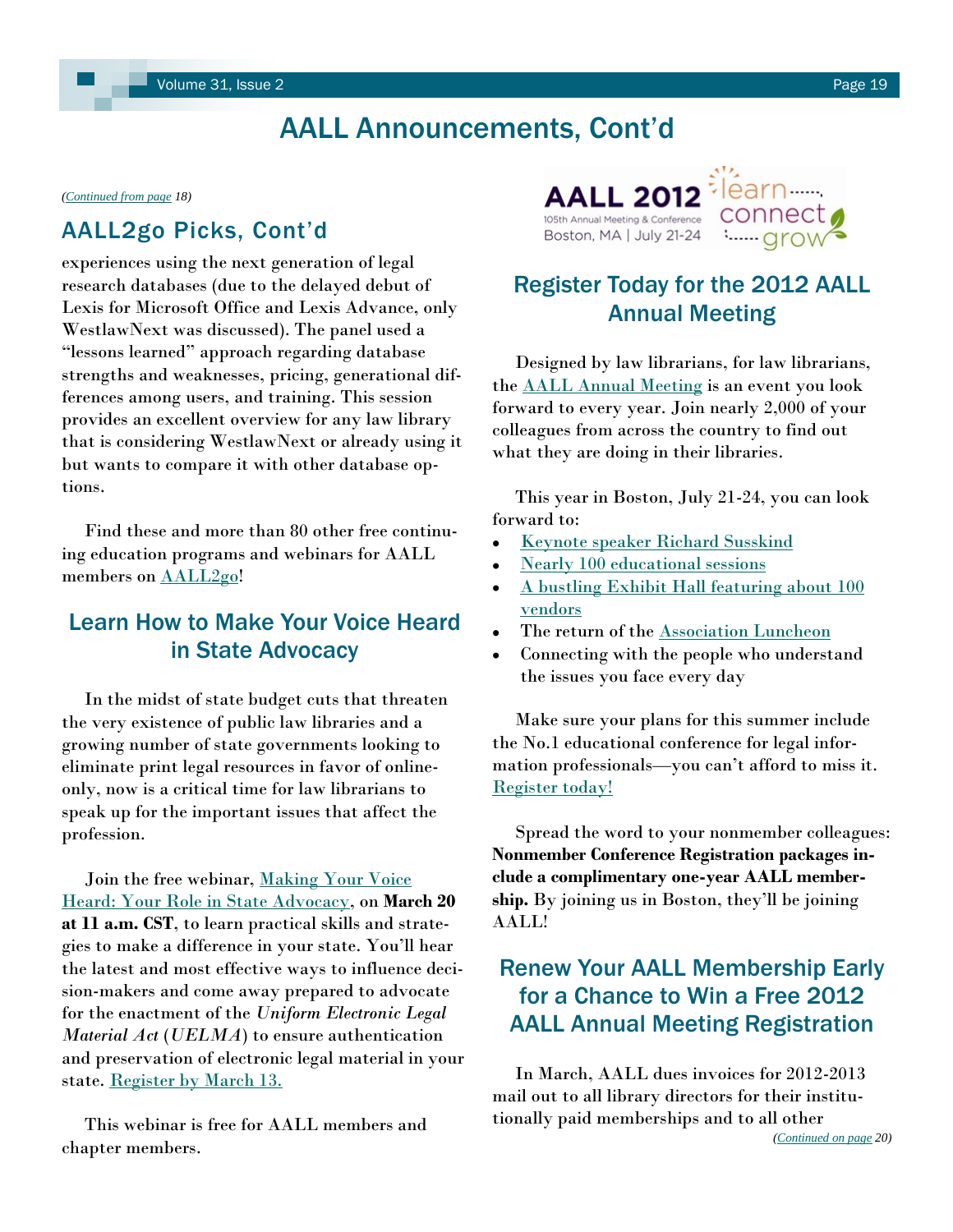# AALL Announcements, Cont'd

*(Continued from page 18)*

## AALL2go Picks, Cont'd

experiences using the next generation of legal research databases (due to the delayed debut of Lexis for Microsoft Office and Lexis Advance, only WestlawNext was discussed). The panel used a "lessons learned" approach regarding database strengths and weaknesses, pricing, generational differences among users, and training. This session provides an excellent overview for any law library that is considering WestlawNext or already using it but wants to compare it with other database options.

Find these and more than 80 other free continuing education programs and webinars for AALL members on AALL2go!

## Learn How to Make Your Voice Heard in State Advocacy

In the midst of state budget cuts that threaten the very existence of public law libraries and a growing number of state governments looking to eliminate print legal resources in favor of online-only, now is a critical time for law librarians to speak up for the important issues that affect the profession.

Join the free webinar, Making Your Voice Heard: Your Role in State Advocacy, on **March 20 at 11 a.m. CST**, to learn practical skills and strategies to make a difference in your state. You'll hear the latest and most effective ways to influence decision-makers and come away prepared to advocate for the enactment of the *Uniform Electronic Legal Material Act* (*UELMA*) to ensure authentication and preservation of electronic legal material in your state. Register by March 13.

This webinar is free for AALL members and chapter members.

AALL 2012 — 105th Annual Meeting & Conference — Boston, MA | July 21-24 — learn connect grow

## Register Today for the 2012 AALL Annual Meeting

Designed by law librarians, for law librarians, the AALL Annual Meeting is an event you look forward to every year. Join nearly 2,000 of your colleagues from across the country to find out what they are doing in their libraries.

This year in Boston, July 21-24, you can look forward to:

- Keynote speaker Richard Susskind
- Nearly 100 educational sessions
- A bustling Exhibit Hall featuring about 100 vendors
- The return of the Association Luncheon
- Connecting with the people who understand the issues you face every day

Make sure your plans for this summer include the No.1 educational conference for legal information professionals—you can't afford to miss it. Register today!

Spread the word to your nonmember colleagues: **Nonmember Conference Registration packages include a complimentary one-year AALL membership.** By joining us in Boston, they'll be joining AALL!

## Renew Your AALL Membership Early for a Chance to Win a Free 2012 AALL Annual Meeting Registration

In March, AALL dues invoices for 2012-2013 mail out to all library directors for their institutionally paid memberships and to all other

*(Continued on page 20)*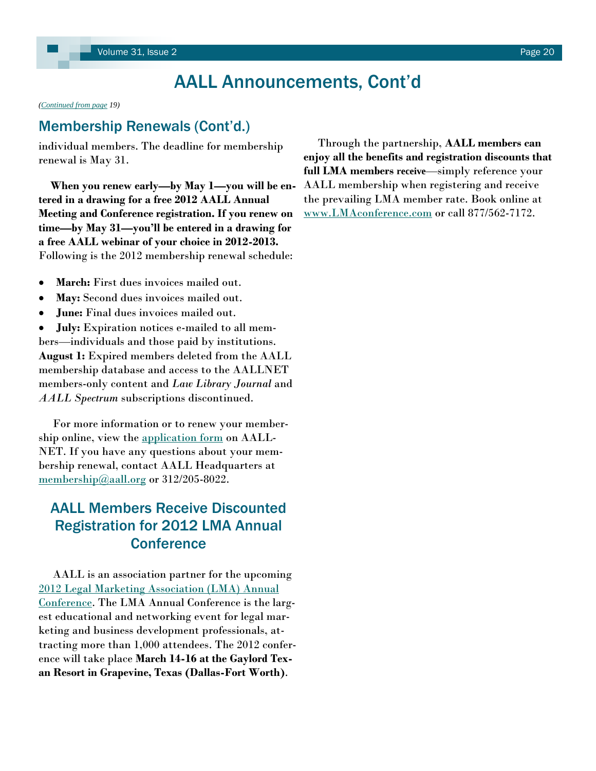# AALL Announcements, Cont'd

*(Continued from page 19)*

## Membership Renewals (Cont'd.)

individual members. The deadline for membership renewal is May 31.

**When you renew early—by May 1—you will be entered in a drawing for a free 2012 AALL Annual Meeting and Conference registration. If you renew on time—by May 31—you'll be entered in a drawing for a free AALL webinar of your choice in 2012-2013.** Following is the 2012 membership renewal schedule:

- **March:** First dues invoices mailed out.
- **May:** Second dues invoices mailed out.
- **June:** Final dues invoices mailed out.
- **July:** Expiration notices e-mailed to all members—individuals and those paid by institutions.

**August 1:** Expired members deleted from the AALL membership database and access to the AALLNET members-only content and *Law Library Journal* and *AALL Spectrum* subscriptions discontinued.

For more information or to renew your membership online, view the application form on AALLNET. If you have any questions about your membership renewal, contact AALL Headquarters at membership@aall.org or 312/205-8022.

## AALL Members Receive Discounted Registration for 2012 LMA Annual Conference

AALL is an association partner for the upcoming 2012 Legal Marketing Association (LMA) Annual Conference. The LMA Annual Conference is the largest educational and networking event for legal marketing and business development professionals, attracting more than 1,000 attendees. The 2012 conference will take place **March 14-16 at the Gaylord Texan Resort in Grapevine, Texas (Dallas-Fort Worth)**.

Through the partnership, **AALL members can enjoy all the benefits and registration discounts that full LMA members receive**—simply reference your AALL membership when registering and receive the prevailing LMA member rate. Book online at www.LMAconference.com or call 877/562-7172.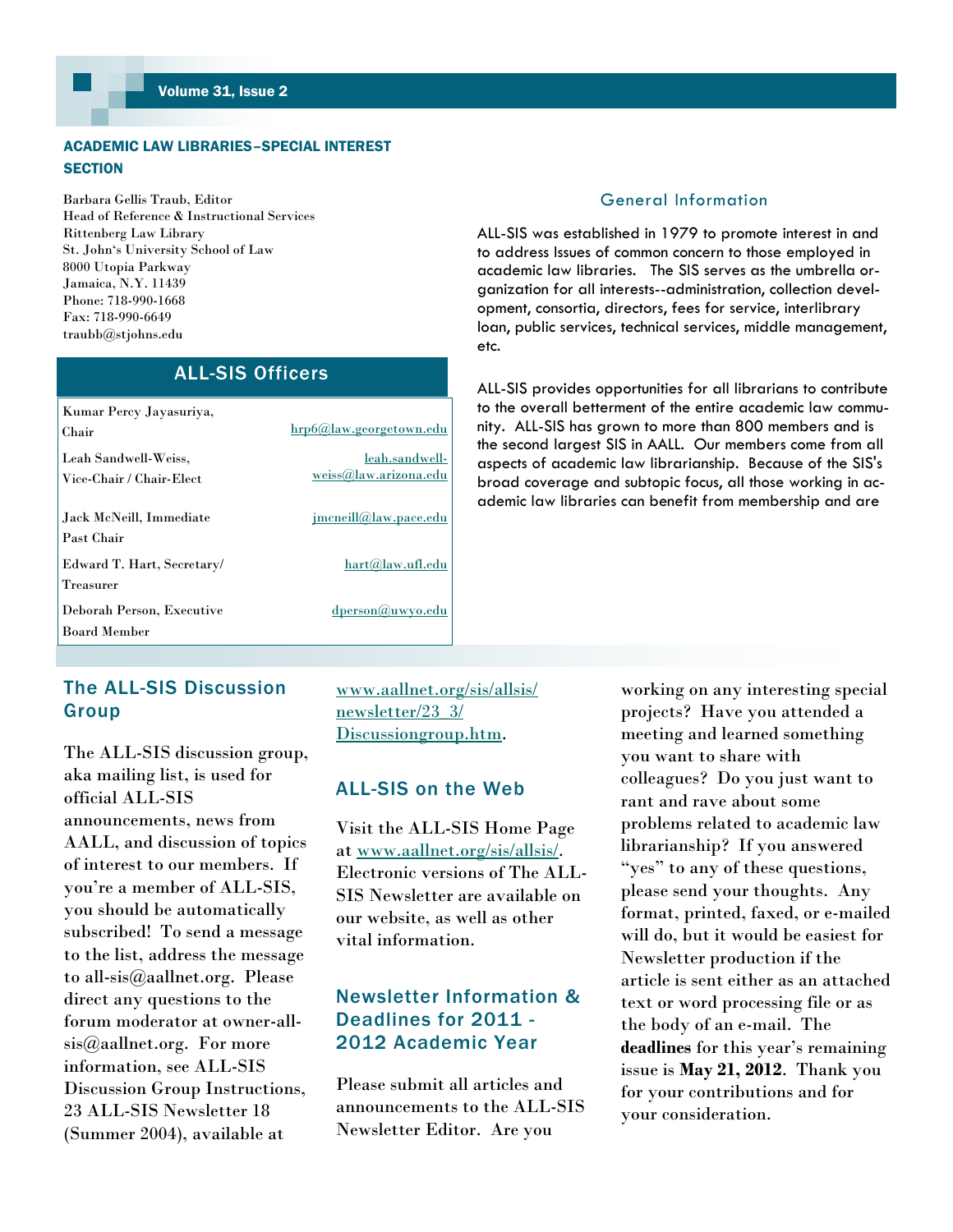## ACADEMIC LAW LIBRARIES–SPECIAL INTEREST SECTION

Barbara Gellis Traub, Editor
Head of Reference & Instructional Services
Rittenberg Law Library
St. John's University School of Law
8000 Utopia Parkway
Jamaica, N.Y. 11439
Phone: 718-990-1668
Fax: 718-990-6649
traubb@stjohns.edu

### ALL-SIS Officers

| | |
|---|---|
| Kumar Percy Jayasuriya, Chair | hrp6@law.georgetown.edu |
| Leah Sandwell-Weiss, Vice-Chair / Chair-Elect | leah.sandwell-weiss@law.arizona.edu |
| Jack McNeill, Immediate Past Chair | jmcneill@law.pace.edu |
| Edward T. Hart, Secretary/ Treasurer | hart@law.ufl.edu |
| Deborah Person, Executive Board Member | dperson@uwyo.edu |

### General Information

ALL-SIS was established in 1979 to promote interest in and to address Issues of common concern to those employed in academic law libraries. The SIS serves as the umbrella organization for all interests--administration, collection development, consortia, directors, fees for service, interlibrary loan, public services, technical services, middle management, etc.

ALL-SIS provides opportunities for all librarians to contribute to the overall betterment of the entire academic law community. ALL-SIS has grown to more than 800 members and is the second largest SIS in AALL. Our members come from all aspects of academic law librarianship. Because of the SIS's broad coverage and subtopic focus, all those working in academic law libraries can benefit from membership and are

### The ALL-SIS Discussion Group

The ALL-SIS discussion group, aka mailing list, is used for official ALL-SIS announcements, news from AALL, and discussion of topics of interest to our members. If you're a member of ALL-SIS, you should be automatically subscribed! To send a message to the list, address the message to all-sis@aallnet.org. Please direct any questions to the forum moderator at owner-all-sis@aallnet.org. For more information, see ALL-SIS Discussion Group Instructions, 23 ALL-SIS Newsletter 18 (Summer 2004), available at www.aallnet.org/sis/allsis/newsletter/23_3/Discussiongroup.htm.

### ALL-SIS on the Web

Visit the ALL-SIS Home Page at www.aallnet.org/sis/allsis/. Electronic versions of The ALL-SIS Newsletter are available on our website, as well as other vital information.

### Newsletter Information & Deadlines for 2011 - 2012 Academic Year

Please submit all articles and announcements to the ALL-SIS Newsletter Editor. Are you working on any interesting special projects? Have you attended a meeting and learned something you want to share with colleagues? Do you just want to rant and rave about some problems related to academic law librarianship? If you answered "yes" to any of these questions, please send your thoughts. Any format, printed, faxed, or e-mailed will do, but it would be easiest for Newsletter production if the article is sent either as an attached text or word processing file or as the body of an e-mail. The **deadlines** for this year's remaining issue is **May 21, 2012**. Thank you for your contributions and for your consideration.